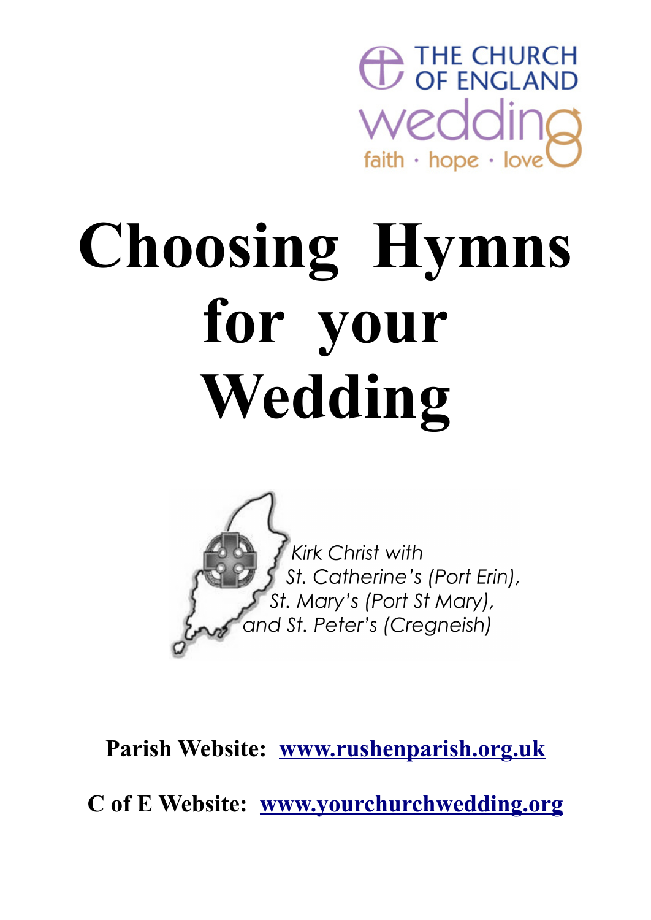THE CHURCH OF ENGLAND

wedding

faith · hope · love

# Choosing Hymns for your Wedding

*Kirk Christ with*
*St. Catherine's (Port Erin),*
*St. Mary's (Port St Mary),*
*and St. Peter's (Cregneish)*

**Parish Website: [www.rushenparish.org.uk](http://www.rushenparish.org.uk)**

**C of E Website: [www.yourchurchwedding.org](http://www.yourchurchwedding.org)**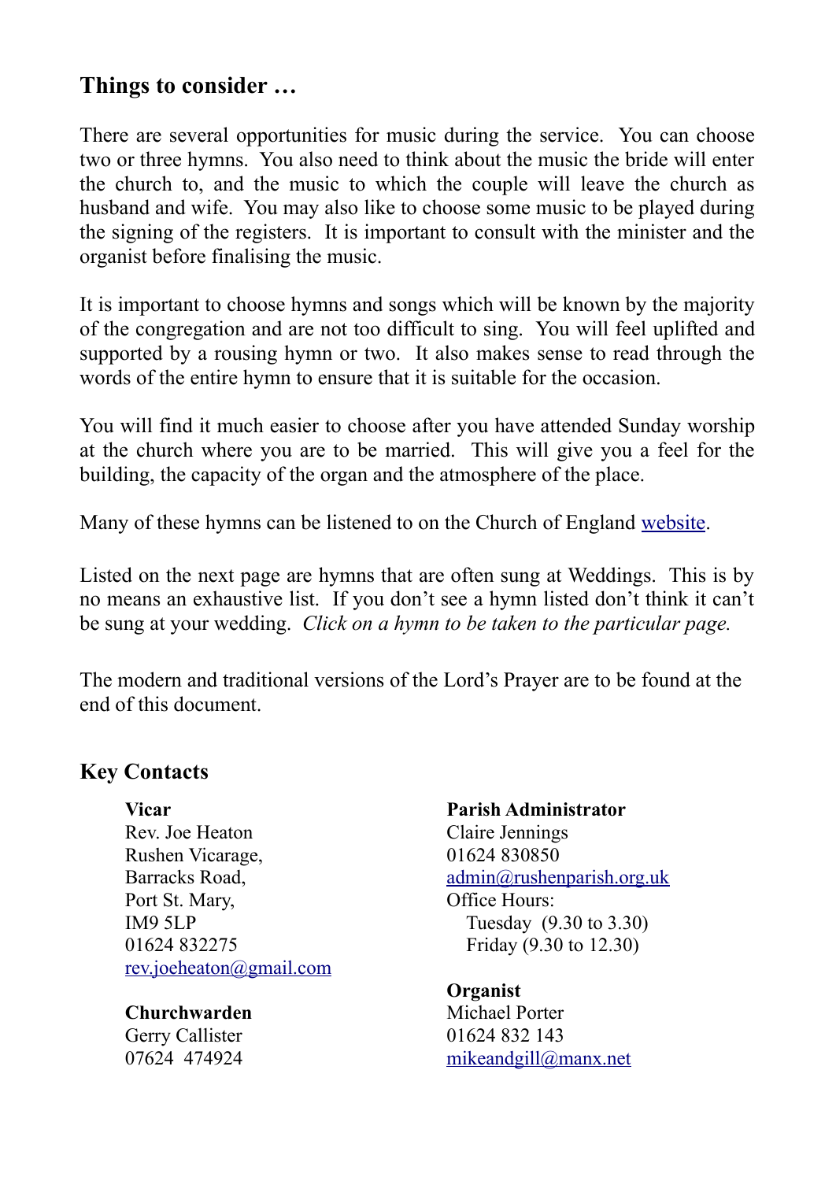## Things to consider …

There are several opportunities for music during the service. You can choose two or three hymns. You also need to think about the music the bride will enter the church to, and the music to which the couple will leave the church as husband and wife. You may also like to choose some music to be played during the signing of the registers. It is important to consult with the minister and the organist before finalising the music.

It is important to choose hymns and songs which will be known by the majority of the congregation and are not too difficult to sing. You will feel uplifted and supported by a rousing hymn or two. It also makes sense to read through the words of the entire hymn to ensure that it is suitable for the occasion.

You will find it much easier to choose after you have attended Sunday worship at the church where you are to be married. This will give you a feel for the building, the capacity of the organ and the atmosphere of the place.

Many of these hymns can be listened to on the Church of England website.

Listed on the next page are hymns that are often sung at Weddings. This is by no means an exhaustive list. If you don't see a hymn listed don't think it can't be sung at your wedding. *Click on a hymn to be taken to the particular page.*

The modern and traditional versions of the Lord's Prayer are to be found at the end of this document.

## Key Contacts

**Vicar**
Rev. Joe Heaton
Rushen Vicarage,
Barracks Road,
Port St. Mary,
IM9 5LP
01624 832275
rev.joeheaton@gmail.com

**Churchwarden**
Gerry Callister
07624 474924

**Parish Administrator**
Claire Jennings
01624 830850
admin@rushenparish.org.uk
Office Hours:
Tuesday (9.30 to 3.30)
Friday (9.30 to 12.30)

**Organist**
Michael Porter
01624 832 143
mikeandgill@manx.net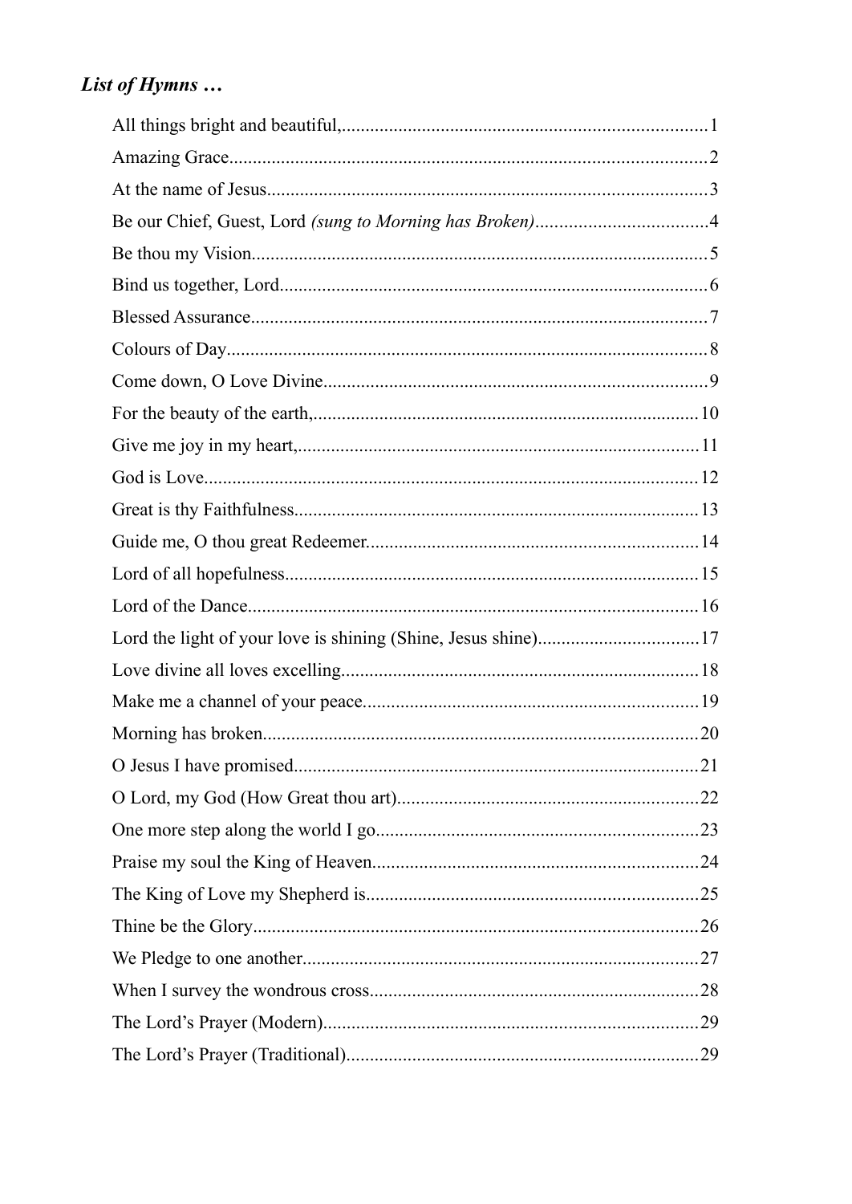## *List of Hymns …*

All things bright and beautiful, 1
Amazing Grace 2
At the name of Jesus 3
Be our Chief, Guest, Lord *(sung to Morning has Broken)* 4
Be thou my Vision 5
Bind us together, Lord 6
Blessed Assurance 7
Colours of Day 8
Come down, O Love Divine 9
For the beauty of the earth, 10
Give me joy in my heart, 11
God is Love 12
Great is thy Faithfulness 13
Guide me, O thou great Redeemer 14
Lord of all hopefulness 15
Lord of the Dance 16
Lord the light of your love is shining (Shine, Jesus shine) 17
Love divine all loves excelling 18
Make me a channel of your peace 19
Morning has broken 20
O Jesus I have promised 21
O Lord, my God (How Great thou art) 22
One more step along the world I go 23
Praise my soul the King of Heaven 24
The King of Love my Shepherd is 25
Thine be the Glory 26
We Pledge to one another 27
When I survey the wondrous cross 28
The Lord's Prayer (Modern) 29
The Lord's Prayer (Traditional) 29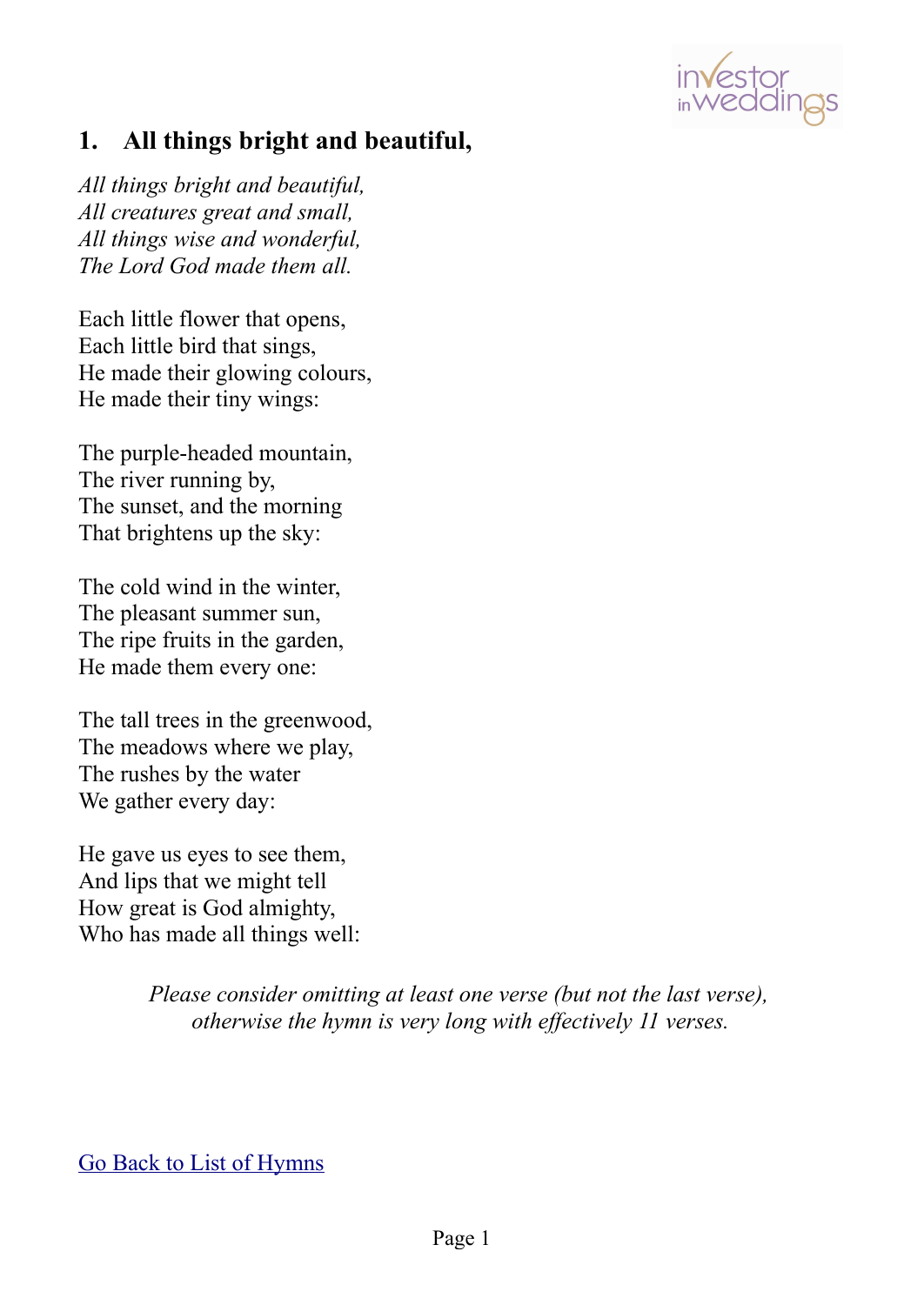## 1. All things bright and beautiful,

*All things bright and beautiful,*
*All creatures great and small,*
*All things wise and wonderful,*
*The Lord God made them all.*

Each little flower that opens,
Each little bird that sings,
He made their glowing colours,
He made their tiny wings:

The purple-headed mountain,
The river running by,
The sunset, and the morning
That brightens up the sky:

The cold wind in the winter,
The pleasant summer sun,
The ripe fruits in the garden,
He made them every one:

The tall trees in the greenwood,
The meadows where we play,
The rushes by the water
We gather every day:

He gave us eyes to see them,
And lips that we might tell
How great is God almighty,
Who has made all things well:

*Please consider omitting at least one verse (but not the last verse), otherwise the hymn is very long with effectively 11 verses.*

Go Back to List of Hymns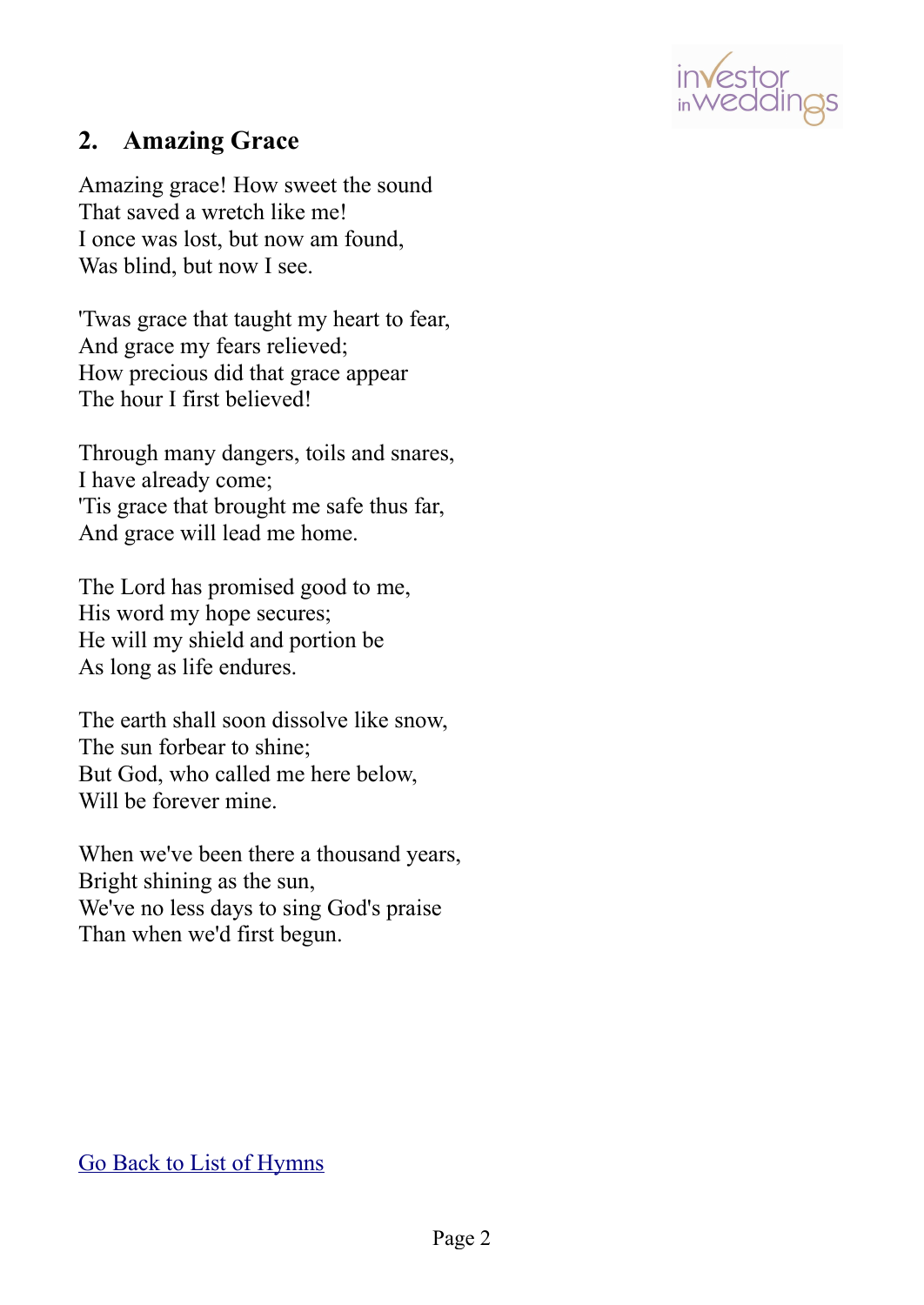## 2. Amazing Grace

Amazing grace! How sweet the sound
That saved a wretch like me!
I once was lost, but now am found,
Was blind, but now I see.

'Twas grace that taught my heart to fear,
And grace my fears relieved;
How precious did that grace appear
The hour I first believed!

Through many dangers, toils and snares,
I have already come;
'Tis grace that brought me safe thus far,
And grace will lead me home.

The Lord has promised good to me,
His word my hope secures;
He will my shield and portion be
As long as life endures.

The earth shall soon dissolve like snow,
The sun forbear to shine;
But God, who called me here below,
Will be forever mine.

When we've been there a thousand years,
Bright shining as the sun,
We've no less days to sing God's praise
Than when we'd first begun.

Go Back to List of Hymns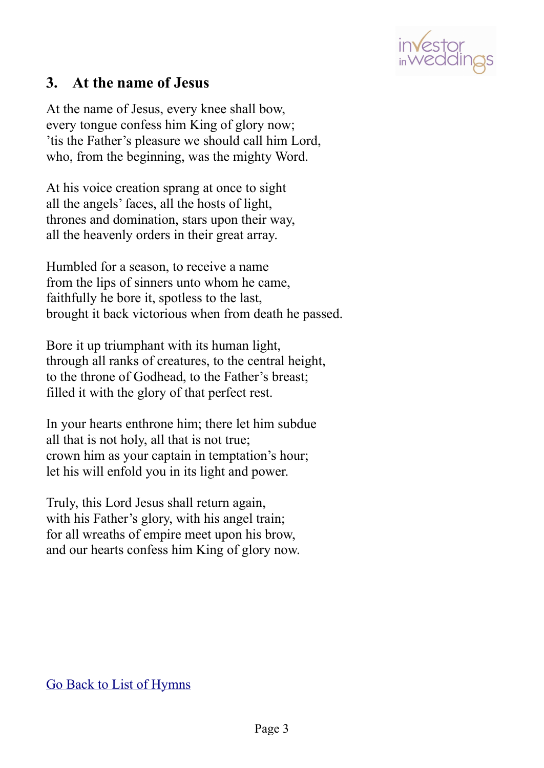## 3. At the name of Jesus

At the name of Jesus, every knee shall bow,
every tongue confess him King of glory now;
'tis the Father's pleasure we should call him Lord,
who, from the beginning, was the mighty Word.

At his voice creation sprang at once to sight
all the angels' faces, all the hosts of light,
thrones and domination, stars upon their way,
all the heavenly orders in their great array.

Humbled for a season, to receive a name
from the lips of sinners unto whom he came,
faithfully he bore it, spotless to the last,
brought it back victorious when from death he passed.

Bore it up triumphant with its human light,
through all ranks of creatures, to the central height,
to the throne of Godhead, to the Father's breast;
filled it with the glory of that perfect rest.

In your hearts enthrone him; there let him subdue
all that is not holy, all that is not true;
crown him as your captain in temptation's hour;
let his will enfold you in its light and power.

Truly, this Lord Jesus shall return again,
with his Father's glory, with his angel train;
for all wreaths of empire meet upon his brow,
and our hearts confess him King of glory now.

Go Back to List of Hymns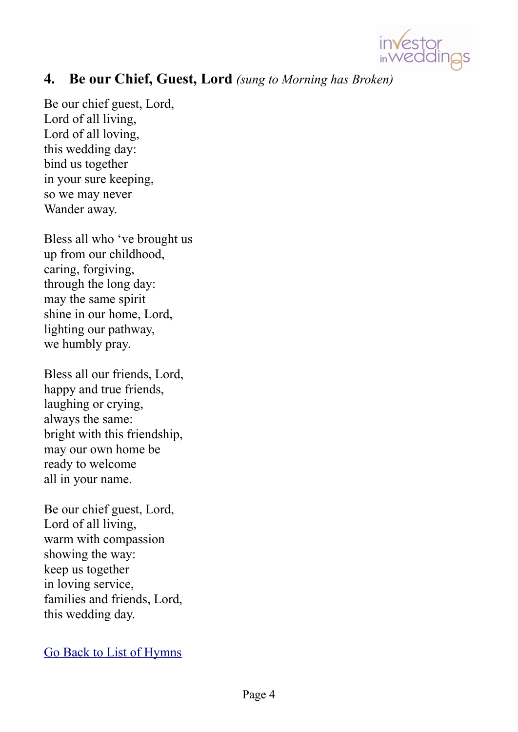## 4. Be our Chief, Guest, Lord *(sung to Morning has Broken)*

Be our chief guest, Lord,  
Lord of all living,  
Lord of all loving,  
this wedding day:  
bind us together  
in your sure keeping,  
so we may never  
Wander away.

Bless all who 've brought us  
up from our childhood,  
caring, forgiving,  
through the long day:  
may the same spirit  
shine in our home, Lord,  
lighting our pathway,  
we humbly pray.

Bless all our friends, Lord,  
happy and true friends,  
laughing or crying,  
always the same:  
bright with this friendship,  
may our own home be  
ready to welcome  
all in your name.

Be our chief guest, Lord,  
Lord of all living,  
warm with compassion  
showing the way:  
keep us together  
in loving service,  
families and friends, Lord,  
this wedding day.

Go Back to List of Hymns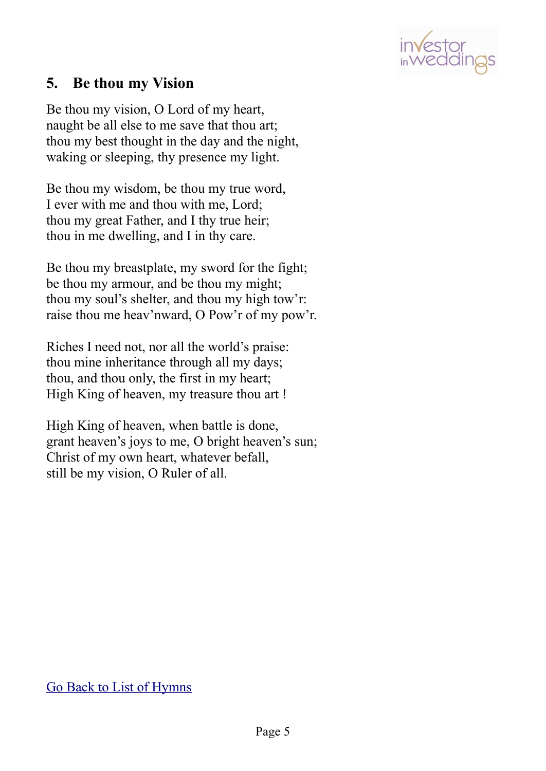## 5. Be thou my Vision

Be thou my vision, O Lord of my heart,
naught be all else to me save that thou art;
thou my best thought in the day and the night,
waking or sleeping, thy presence my light.

Be thou my wisdom, be thou my true word,
I ever with me and thou with me, Lord;
thou my great Father, and I thy true heir;
thou in me dwelling, and I in thy care.

Be thou my breastplate, my sword for the fight;
be thou my armour, and be thou my might;
thou my soul's shelter, and thou my high tow'r:
raise thou me heav'nward, O Pow'r of my pow'r.

Riches I need not, nor all the world's praise:
thou mine inheritance through all my days;
thou, and thou only, the first in my heart;
High King of heaven, my treasure thou art !

High King of heaven, when battle is done,
grant heaven's joys to me, O bright heaven's sun;
Christ of my own heart, whatever befall,
still be my vision, O Ruler of all.

Go Back to List of Hymns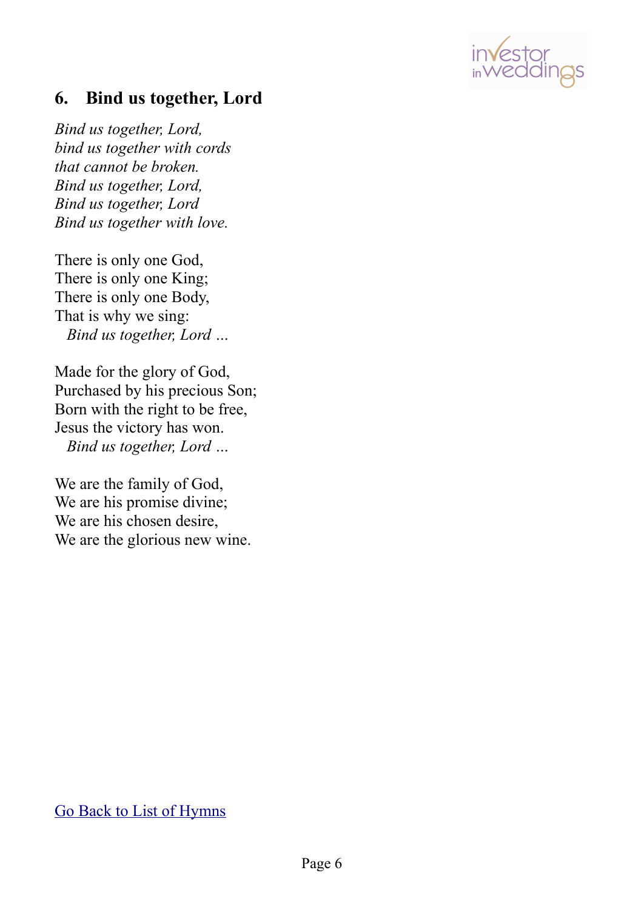## 6. Bind us together, Lord

*Bind us together, Lord,*
*bind us together with cords*
*that cannot be broken.*
*Bind us together, Lord,*
*Bind us together, Lord*
*Bind us together with love.*

There is only one God,
There is only one King;
There is only one Body,
That is why we sing:
  *Bind us together, Lord …*

Made for the glory of God,
Purchased by his precious Son;
Born with the right to be free,
Jesus the victory has won.
  *Bind us together, Lord …*

We are the family of God,
We are his promise divine;
We are his chosen desire,
We are the glorious new wine.

Go Back to List of Hymns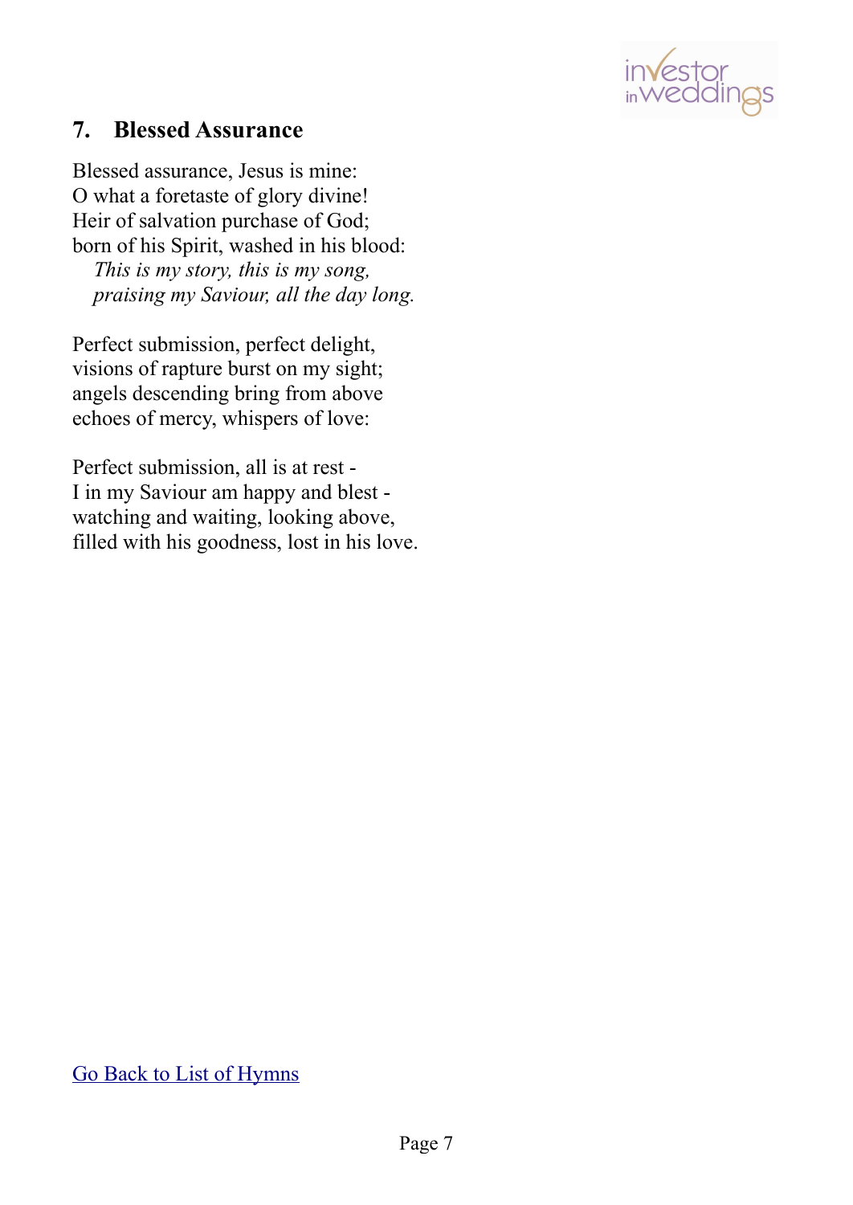## 7. Blessed Assurance

Blessed assurance, Jesus is mine:
O what a foretaste of glory divine!
Heir of salvation purchase of God;
born of his Spirit, washed in his blood:
*This is my story, this is my song,*
*praising my Saviour, all the day long.*

Perfect submission, perfect delight,
visions of rapture burst on my sight;
angels descending bring from above
echoes of mercy, whispers of love:

Perfect submission, all is at rest -
I in my Saviour am happy and blest -
watching and waiting, looking above,
filled with his goodness, lost in his love.

Go Back to List of Hymns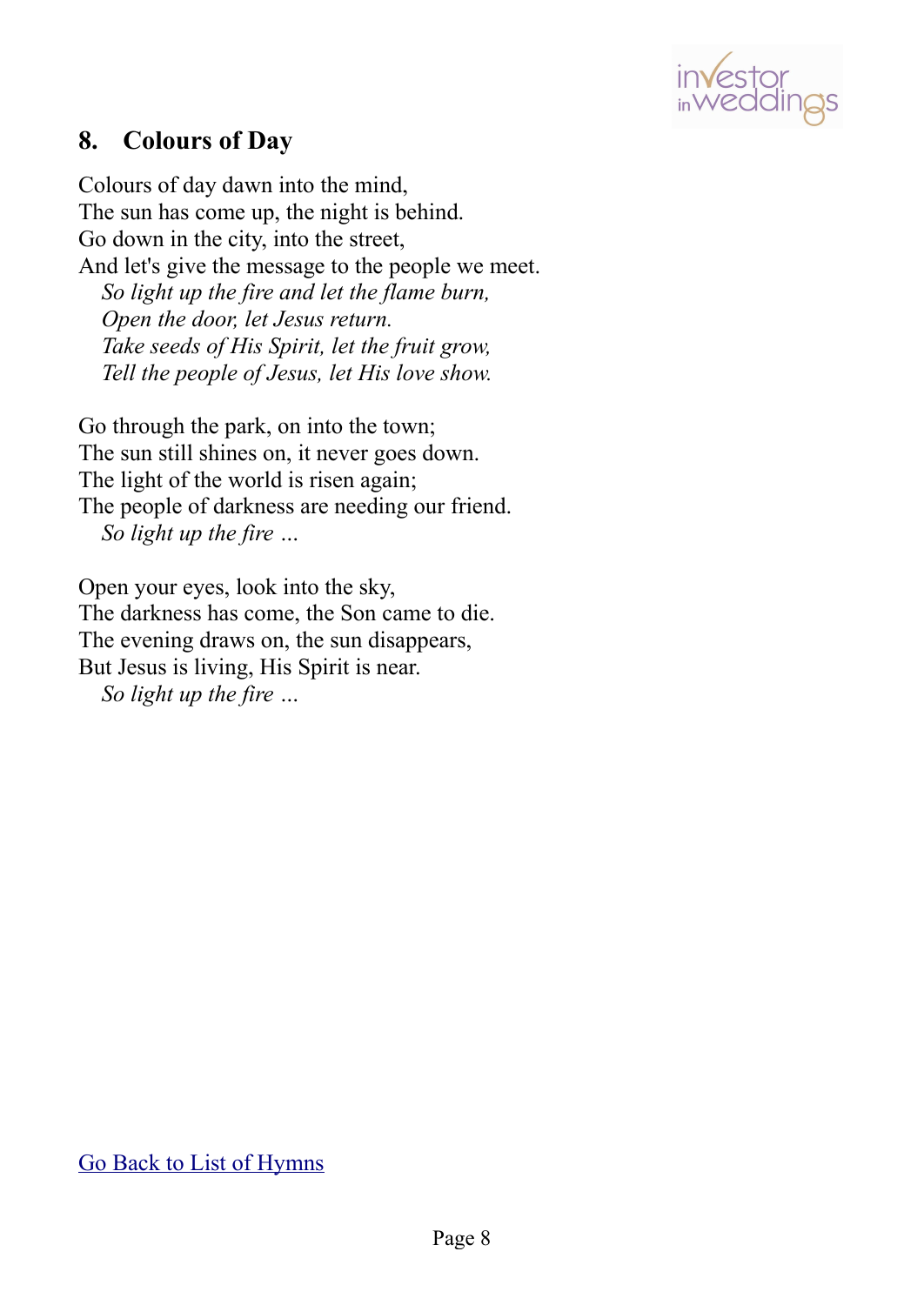## 8. Colours of Day

Colours of day dawn into the mind,
The sun has come up, the night is behind.
Go down in the city, into the street,
And let's give the message to the people we meet.
*So light up the fire and let the flame burn,*
*Open the door, let Jesus return.*
*Take seeds of His Spirit, let the fruit grow,*
*Tell the people of Jesus, let His love show.*

Go through the park, on into the town;
The sun still shines on, it never goes down.
The light of the world is risen again;
The people of darkness are needing our friend.
*So light up the fire ...*

Open your eyes, look into the sky,
The darkness has come, the Son came to die.
The evening draws on, the sun disappears,
But Jesus is living, His Spirit is near.
*So light up the fire ...*

Go Back to List of Hymns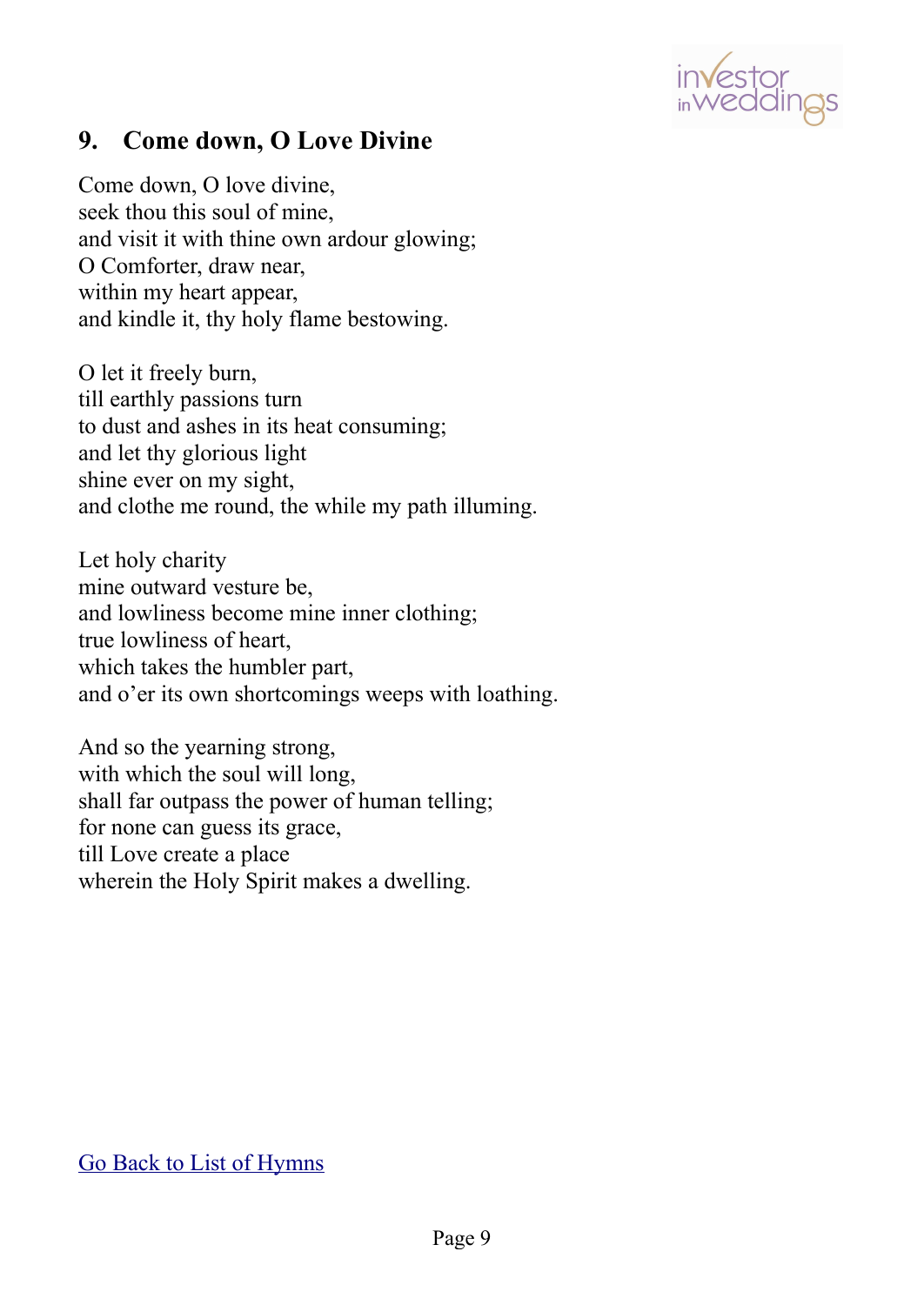## 9. Come down, O Love Divine

Come down, O love divine,
seek thou this soul of mine,
and visit it with thine own ardour glowing;
O Comforter, draw near,
within my heart appear,
and kindle it, thy holy flame bestowing.

O let it freely burn,
till earthly passions turn
to dust and ashes in its heat consuming;
and let thy glorious light
shine ever on my sight,
and clothe me round, the while my path illuming.

Let holy charity
mine outward vesture be,
and lowliness become mine inner clothing;
true lowliness of heart,
which takes the humbler part,
and o'er its own shortcomings weeps with loathing.

And so the yearning strong,
with which the soul will long,
shall far outpass the power of human telling;
for none can guess its grace,
till Love create a place
wherein the Holy Spirit makes a dwelling.

Go Back to List of Hymns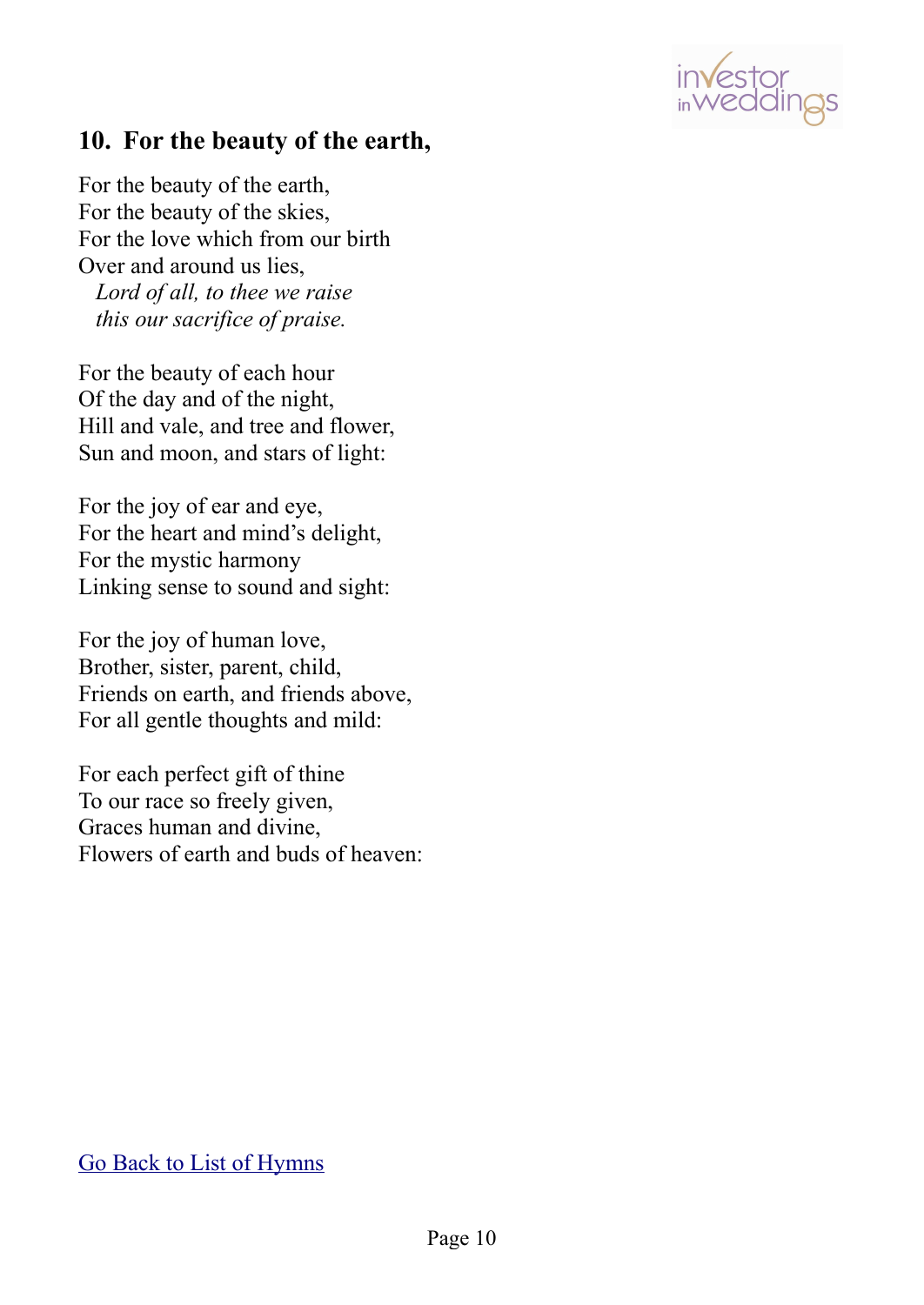## 10. For the beauty of the earth,

For the beauty of the earth,
For the beauty of the skies,
For the love which from our birth
Over and around us lies,
*Lord of all, to thee we raise*
*this our sacrifice of praise.*

For the beauty of each hour
Of the day and of the night,
Hill and vale, and tree and flower,
Sun and moon, and stars of light:

For the joy of ear and eye,
For the heart and mind's delight,
For the mystic harmony
Linking sense to sound and sight:

For the joy of human love,
Brother, sister, parent, child,
Friends on earth, and friends above,
For all gentle thoughts and mild:

For each perfect gift of thine
To our race so freely given,
Graces human and divine,
Flowers of earth and buds of heaven:

Go Back to List of Hymns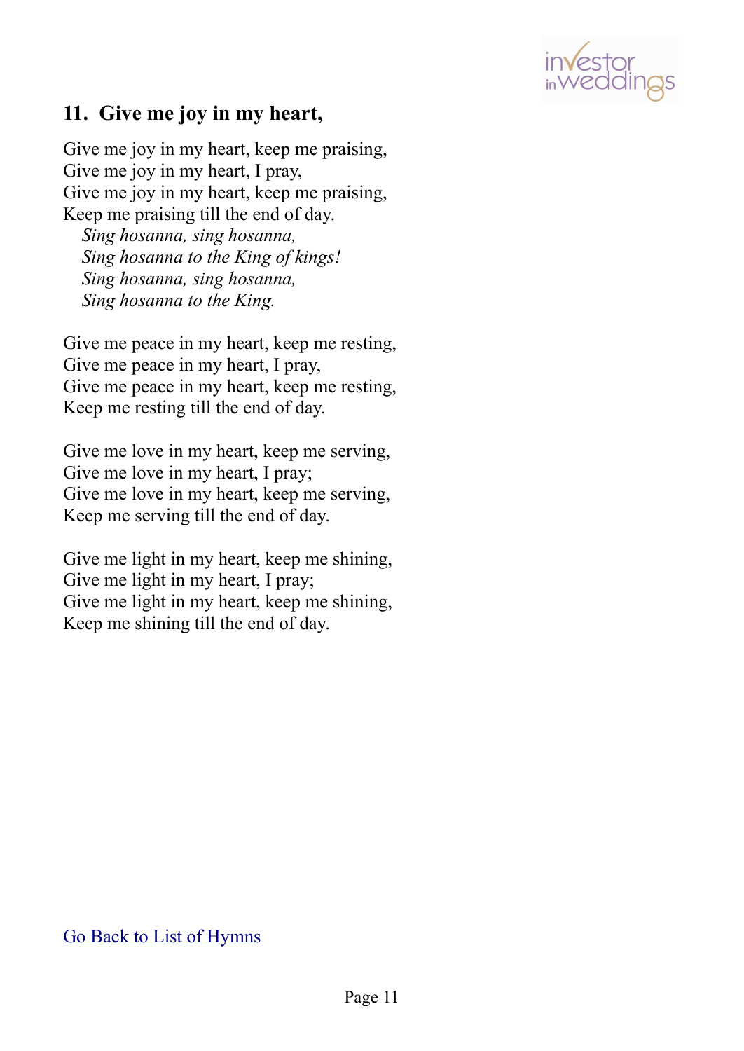## 11. Give me joy in my heart,

Give me joy in my heart, keep me praising,
Give me joy in my heart, I pray,
Give me joy in my heart, keep me praising,
Keep me praising till the end of day.
*Sing hosanna, sing hosanna,*
*Sing hosanna to the King of kings!*
*Sing hosanna, sing hosanna,*
*Sing hosanna to the King.*

Give me peace in my heart, keep me resting,
Give me peace in my heart, I pray,
Give me peace in my heart, keep me resting,
Keep me resting till the end of day.

Give me love in my heart, keep me serving,
Give me love in my heart, I pray;
Give me love in my heart, keep me serving,
Keep me serving till the end of day.

Give me light in my heart, keep me shining,
Give me light in my heart, I pray;
Give me light in my heart, keep me shining,
Keep me shining till the end of day.

Go Back to List of Hymns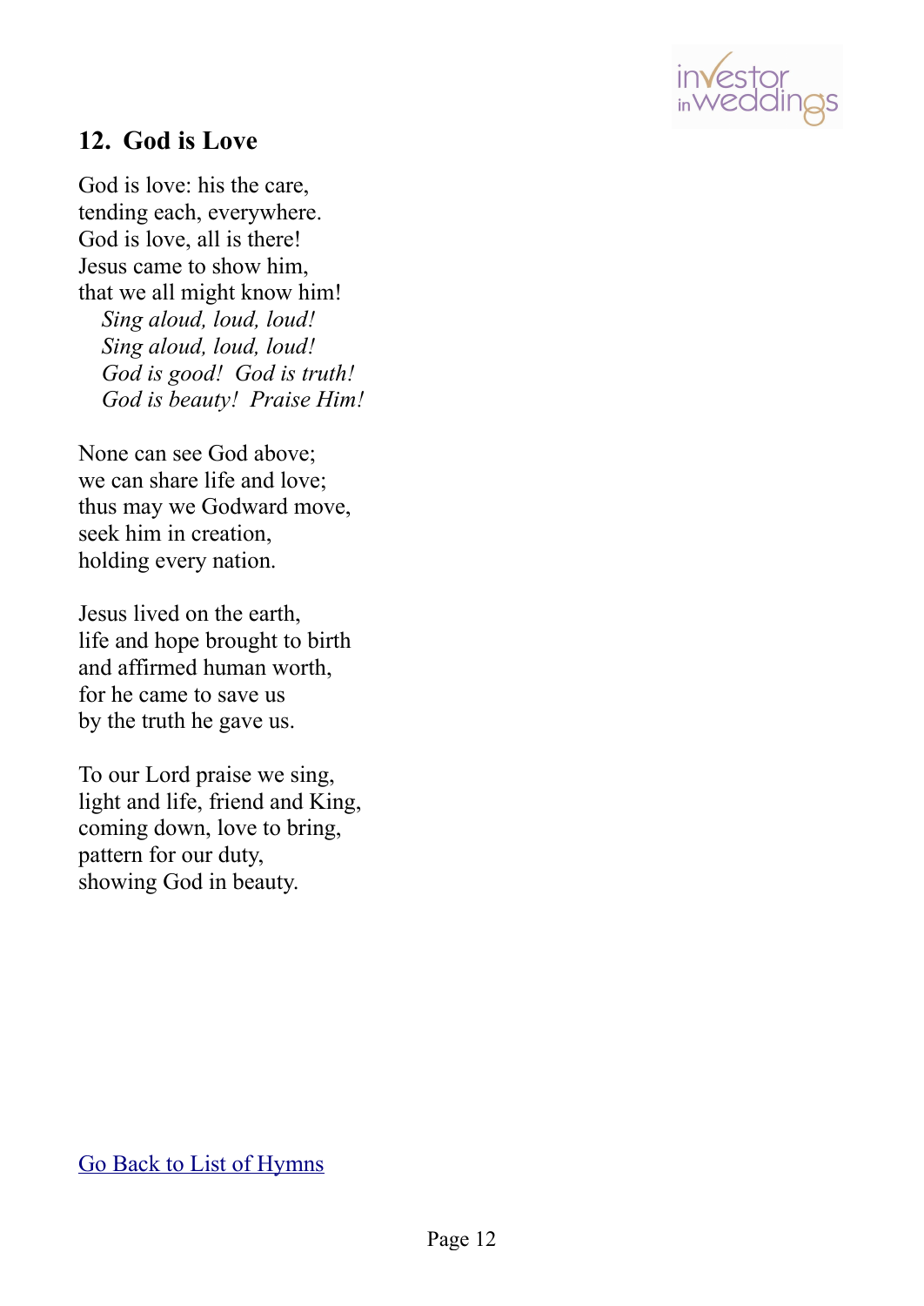## 12. God is Love

God is love: his the care,
tending each, everywhere.
God is love, all is there!
Jesus came to show him,
that we all might know him!
*Sing aloud, loud, loud!*
*Sing aloud, loud, loud!*
*God is good! God is truth!*
*God is beauty! Praise Him!*

None can see God above;
we can share life and love;
thus may we Godward move,
seek him in creation,
holding every nation.

Jesus lived on the earth,
life and hope brought to birth
and affirmed human worth,
for he came to save us
by the truth he gave us.

To our Lord praise we sing,
light and life, friend and King,
coming down, love to bring,
pattern for our duty,
showing God in beauty.

Go Back to List of Hymns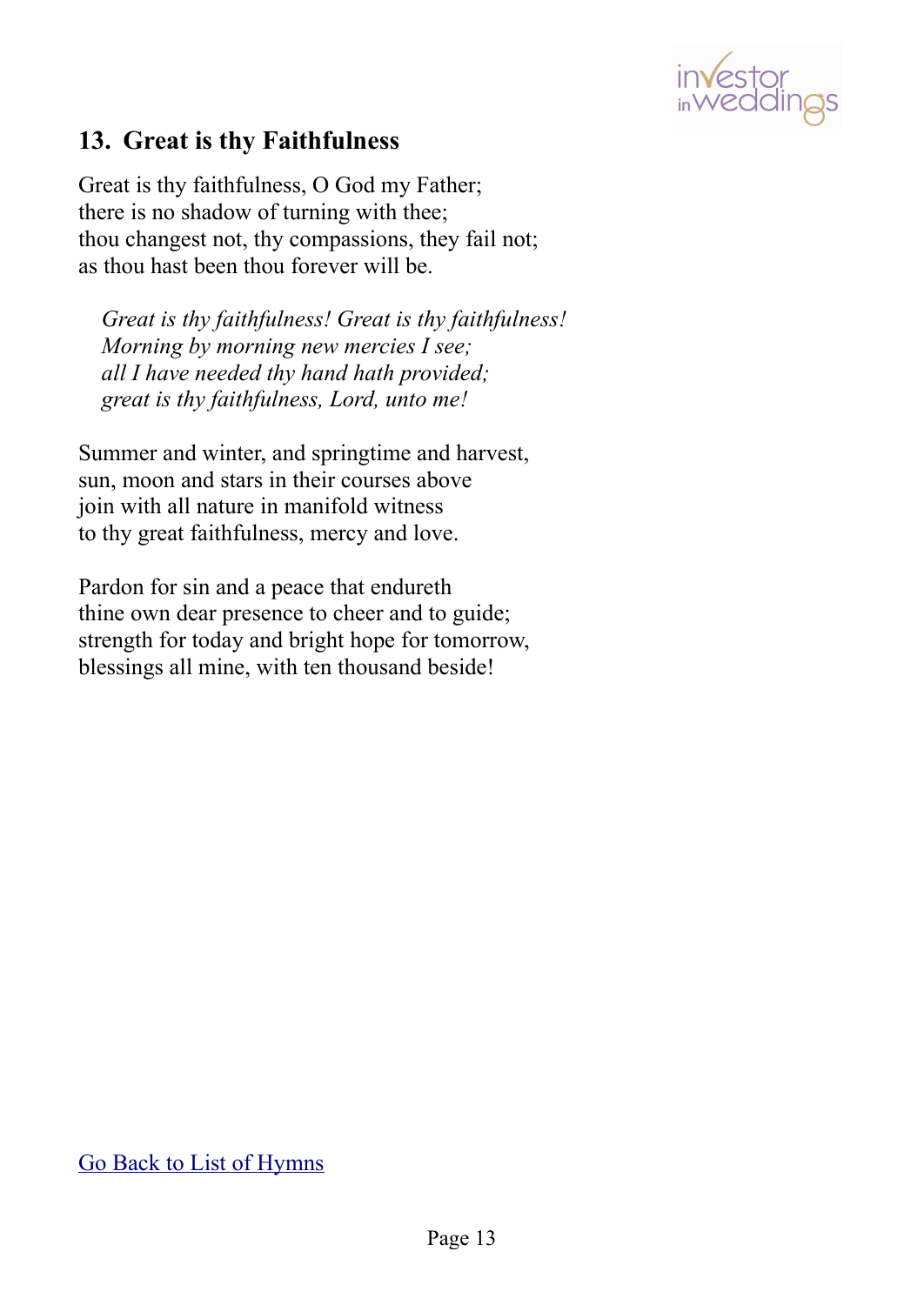## 13. Great is thy Faithfulness

Great is thy faithfulness, O God my Father;
there is no shadow of turning with thee;
thou changest not, thy compassions, they fail not;
as thou hast been thou forever will be.

*Great is thy faithfulness! Great is thy faithfulness!*
*Morning by morning new mercies I see;*
*all I have needed thy hand hath provided;*
*great is thy faithfulness, Lord, unto me!*

Summer and winter, and springtime and harvest,
sun, moon and stars in their courses above
join with all nature in manifold witness
to thy great faithfulness, mercy and love.

Pardon for sin and a peace that endureth
thine own dear presence to cheer and to guide;
strength for today and bright hope for tomorrow,
blessings all mine, with ten thousand beside!

Go Back to List of Hymns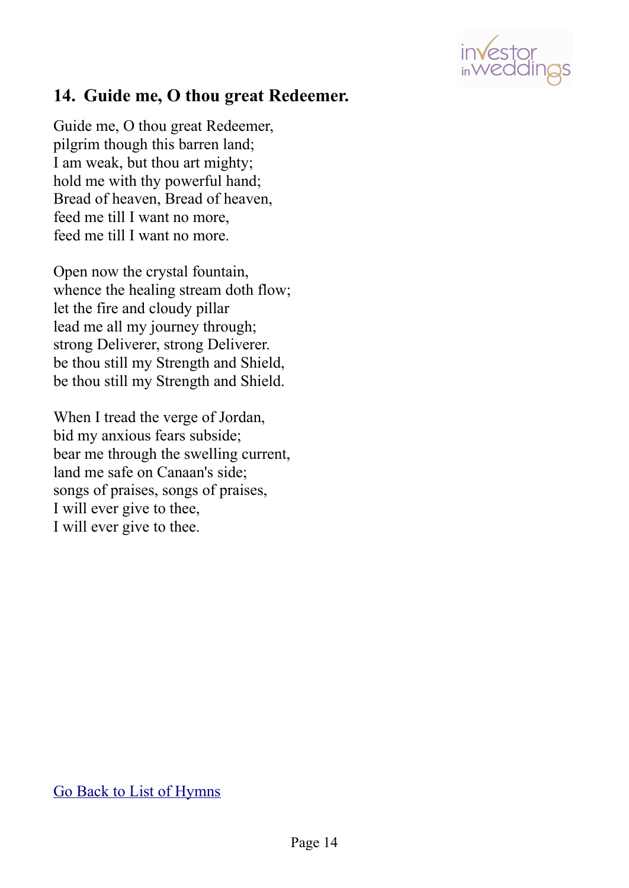## 14. Guide me, O thou great Redeemer.

Guide me, O thou great Redeemer,  
pilgrim though this barren land;  
I am weak, but thou art mighty;  
hold me with thy powerful hand;  
Bread of heaven, Bread of heaven,  
feed me till I want no more,  
feed me till I want no more.

Open now the crystal fountain,  
whence the healing stream doth flow;  
let the fire and cloudy pillar  
lead me all my journey through;  
strong Deliverer, strong Deliverer.  
be thou still my Strength and Shield,  
be thou still my Strength and Shield.

When I tread the verge of Jordan,  
bid my anxious fears subside;  
bear me through the swelling current,  
land me safe on Canaan's side;  
songs of praises, songs of praises,  
I will ever give to thee,  
I will ever give to thee.

Go Back to List of Hymns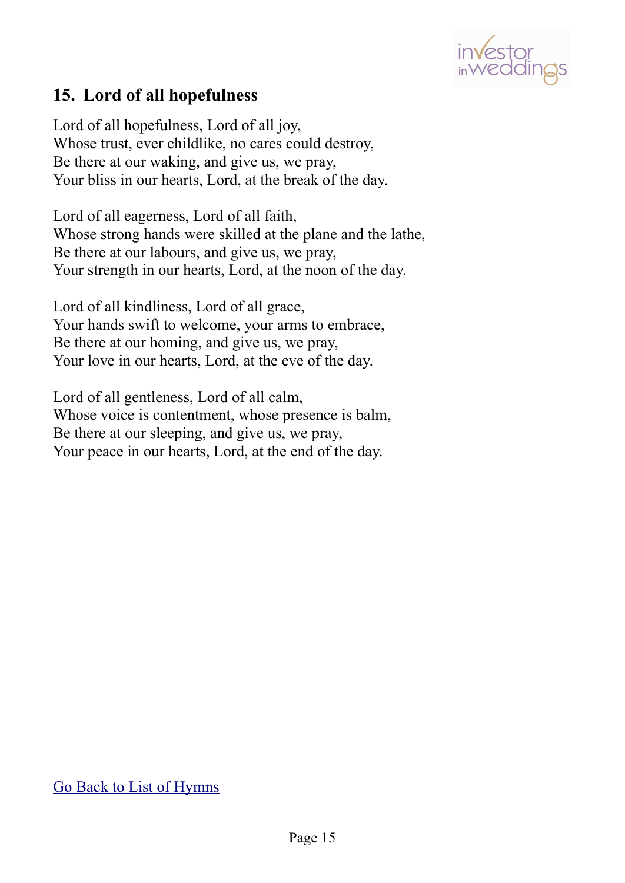## 15. Lord of all hopefulness

Lord of all hopefulness, Lord of all joy,
Whose trust, ever childlike, no cares could destroy,
Be there at our waking, and give us, we pray,
Your bliss in our hearts, Lord, at the break of the day.

Lord of all eagerness, Lord of all faith,
Whose strong hands were skilled at the plane and the lathe,
Be there at our labours, and give us, we pray,
Your strength in our hearts, Lord, at the noon of the day.

Lord of all kindliness, Lord of all grace,
Your hands swift to welcome, your arms to embrace,
Be there at our homing, and give us, we pray,
Your love in our hearts, Lord, at the eve of the day.

Lord of all gentleness, Lord of all calm,
Whose voice is contentment, whose presence is balm,
Be there at our sleeping, and give us, we pray,
Your peace in our hearts, Lord, at the end of the day.

Go Back to List of Hymns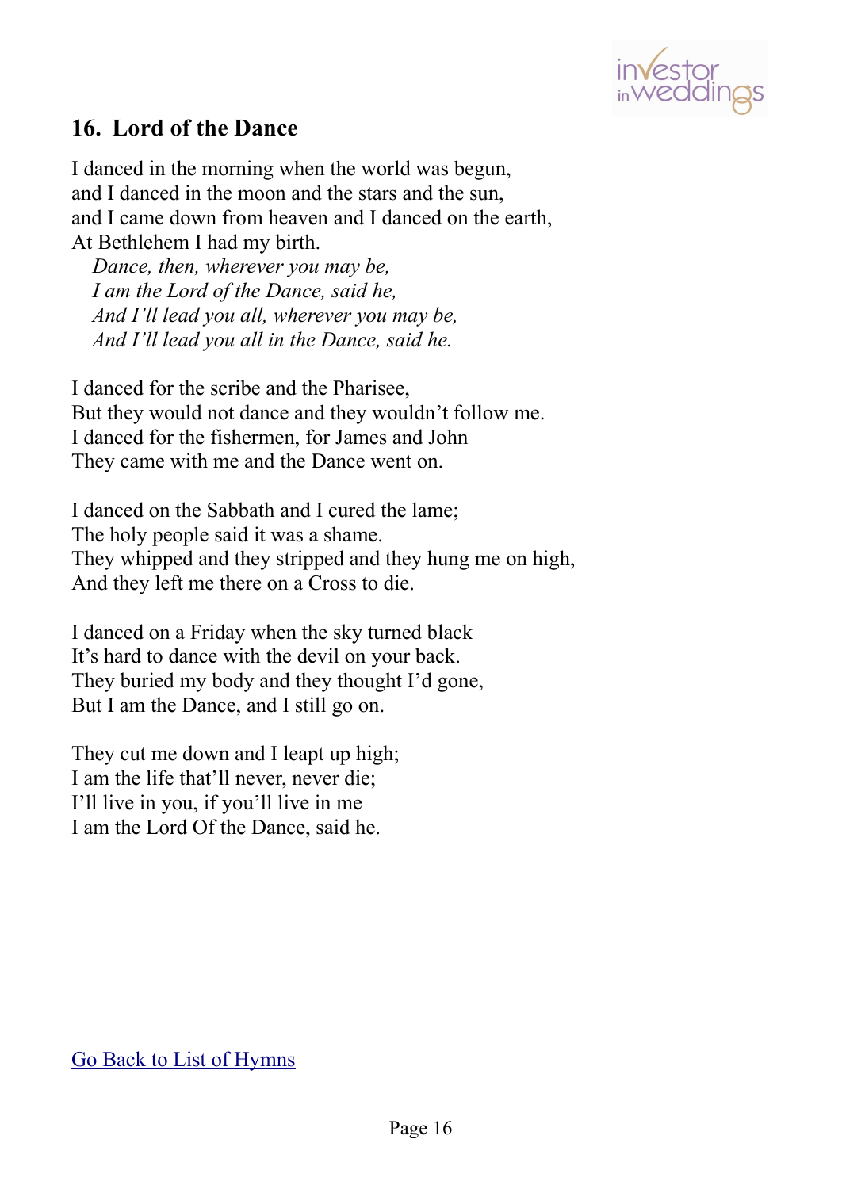## 16. Lord of the Dance

I danced in the morning when the world was begun,  
and I danced in the moon and the stars and the sun,  
and I came down from heaven and I danced on the earth,  
At Bethlehem I had my birth.  
*Dance, then, wherever you may be,*  
*I am the Lord of the Dance, said he,*  
*And I'll lead you all, wherever you may be,*  
*And I'll lead you all in the Dance, said he.*

I danced for the scribe and the Pharisee,  
But they would not dance and they wouldn't follow me.  
I danced for the fishermen, for James and John  
They came with me and the Dance went on.

I danced on the Sabbath and I cured the lame;  
The holy people said it was a shame.  
They whipped and they stripped and they hung me on high,  
And they left me there on a Cross to die.

I danced on a Friday when the sky turned black  
It's hard to dance with the devil on your back.  
They buried my body and they thought I'd gone,  
But I am the Dance, and I still go on.

They cut me down and I leapt up high;  
I am the life that'll never, never die;  
I'll live in you, if you'll live in me  
I am the Lord Of the Dance, said he.

Go Back to List of Hymns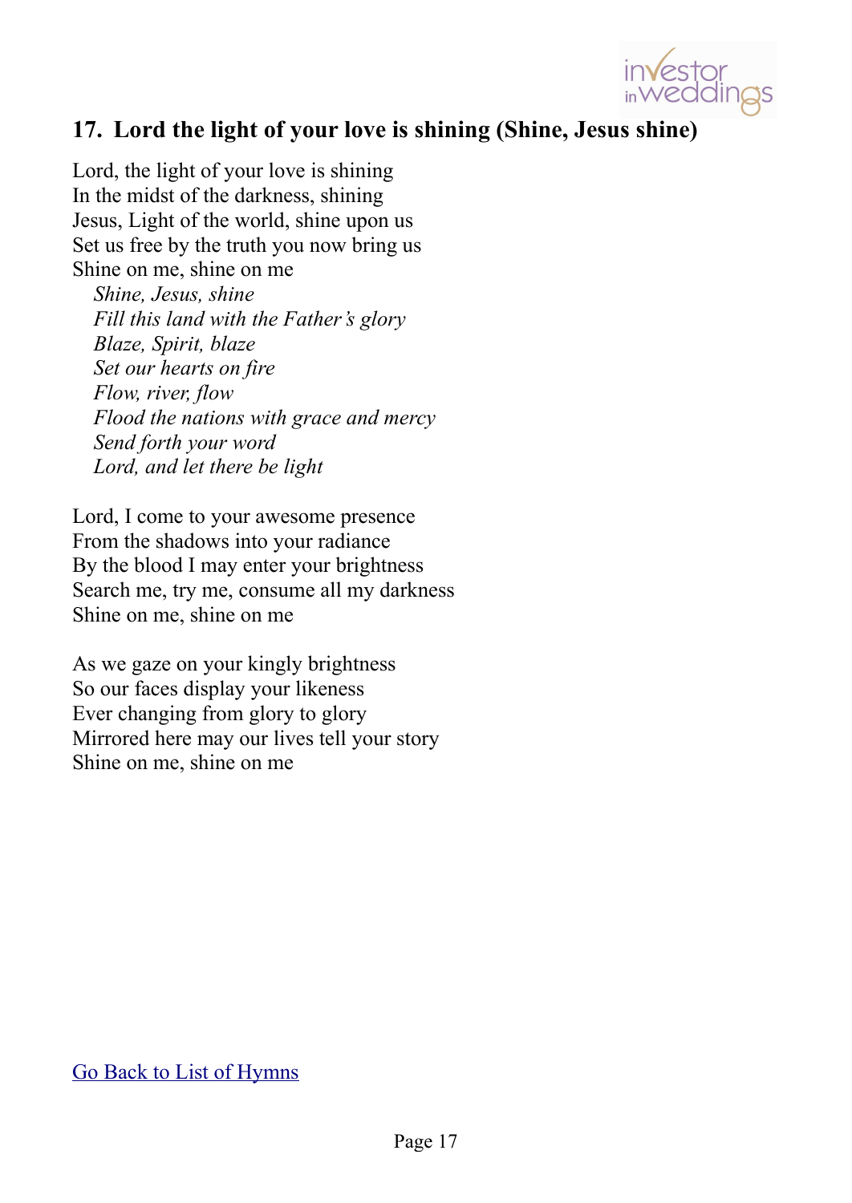## 17. Lord the light of your love is shining (Shine, Jesus shine)

Lord, the light of your love is shining  
In the midst of the darkness, shining  
Jesus, Light of the world, shine upon us  
Set us free by the truth you now bring us  
Shine on me, shine on me  
*Shine, Jesus, shine*  
*Fill this land with the Father's glory*  
*Blaze, Spirit, blaze*  
*Set our hearts on fire*  
*Flow, river, flow*  
*Flood the nations with grace and mercy*  
*Send forth your word*  
*Lord, and let there be light*

Lord, I come to your awesome presence  
From the shadows into your radiance  
By the blood I may enter your brightness  
Search me, try me, consume all my darkness  
Shine on me, shine on me

As we gaze on your kingly brightness  
So our faces display your likeness  
Ever changing from glory to glory  
Mirrored here may our lives tell your story  
Shine on me, shine on me

Go Back to List of Hymns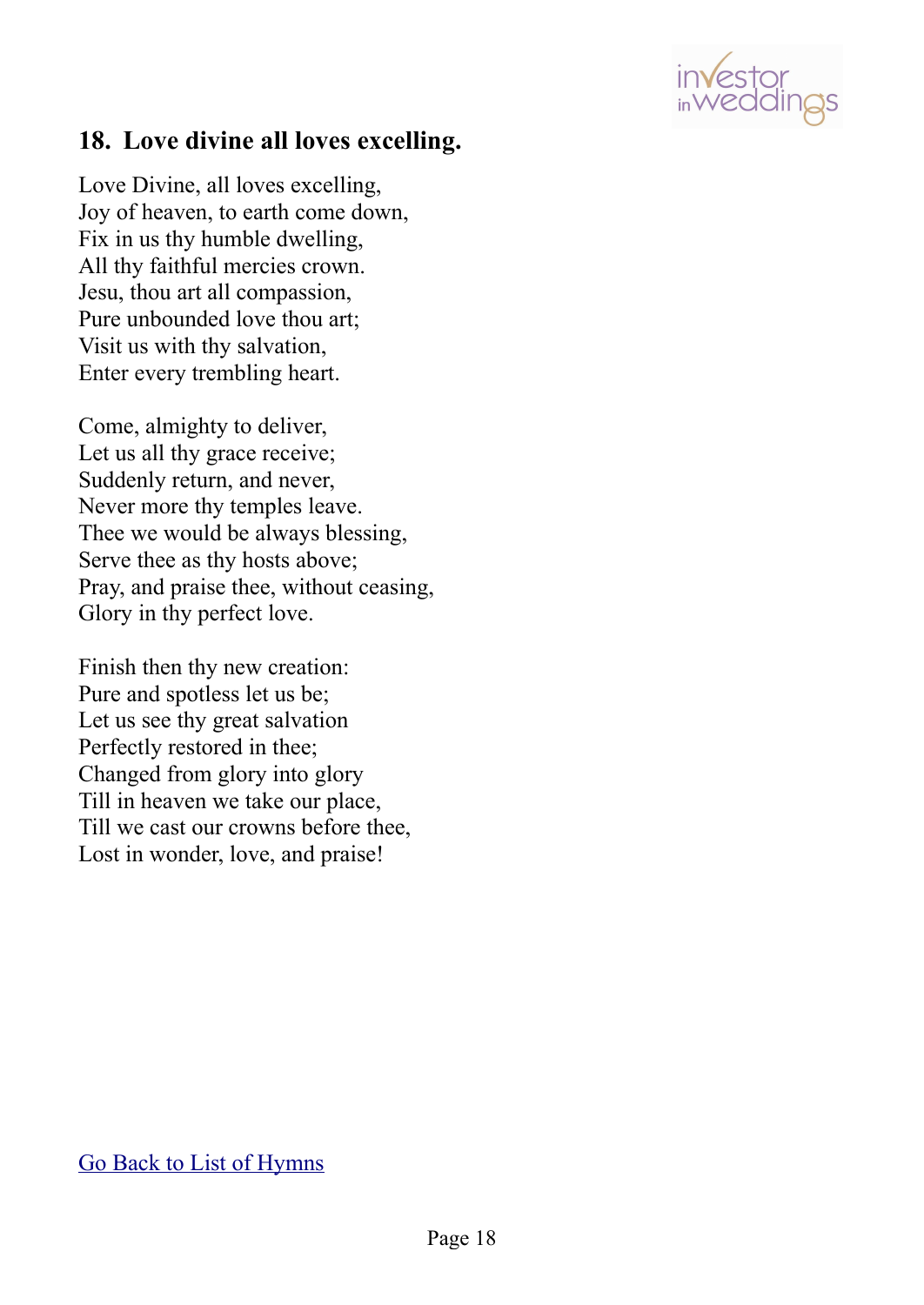## 18. Love divine all loves excelling.

Love Divine, all loves excelling,  
Joy of heaven, to earth come down,  
Fix in us thy humble dwelling,  
All thy faithful mercies crown.  
Jesu, thou art all compassion,  
Pure unbounded love thou art;  
Visit us with thy salvation,  
Enter every trembling heart.

Come, almighty to deliver,  
Let us all thy grace receive;  
Suddenly return, and never,  
Never more thy temples leave.  
Thee we would be always blessing,  
Serve thee as thy hosts above;  
Pray, and praise thee, without ceasing,  
Glory in thy perfect love.

Finish then thy new creation:  
Pure and spotless let us be;  
Let us see thy great salvation  
Perfectly restored in thee;  
Changed from glory into glory  
Till in heaven we take our place,  
Till we cast our crowns before thee,  
Lost in wonder, love, and praise!

Go Back to List of Hymns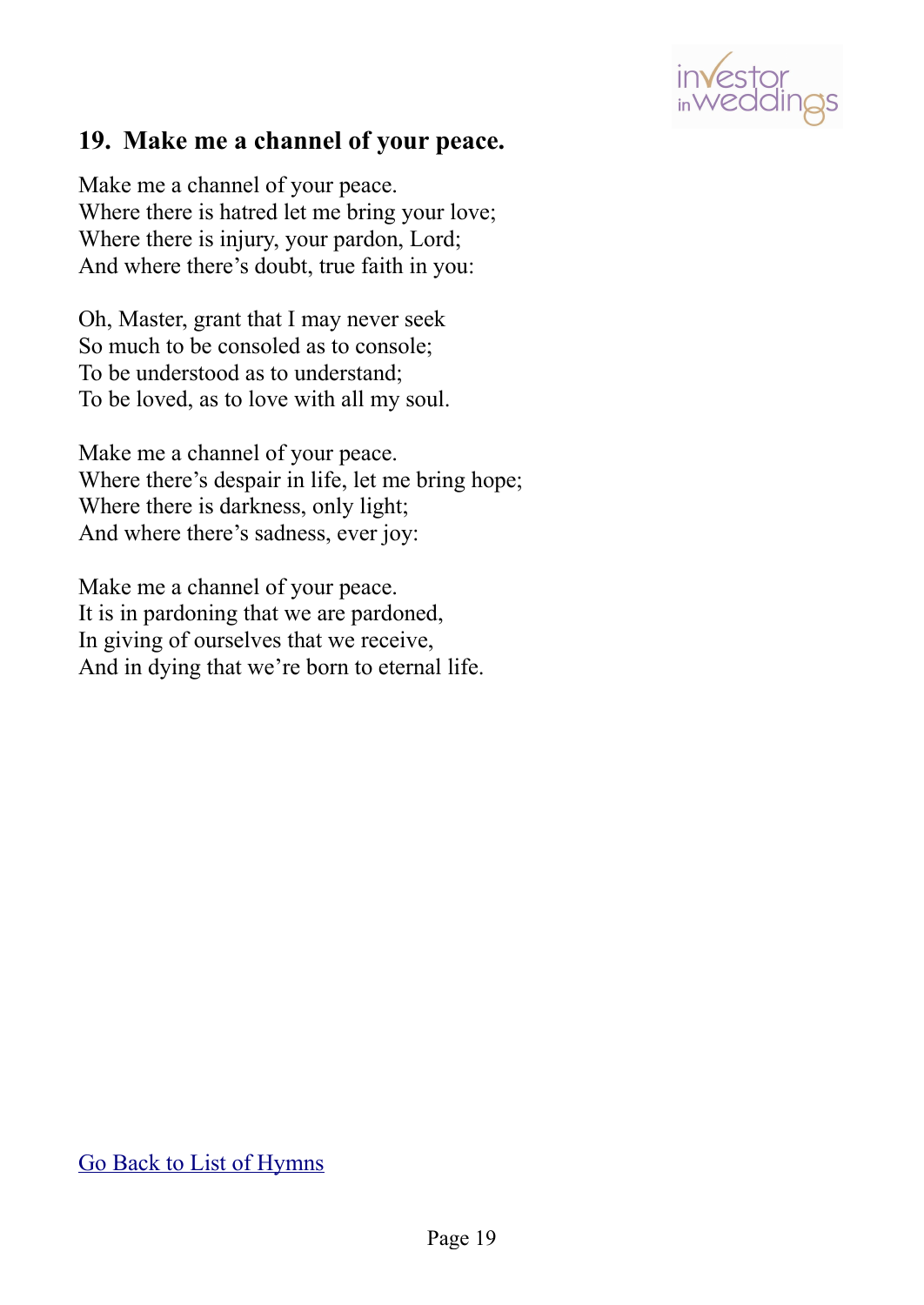## 19. Make me a channel of your peace.

Make me a channel of your peace.
Where there is hatred let me bring your love;
Where there is injury, your pardon, Lord;
And where there's doubt, true faith in you:

Oh, Master, grant that I may never seek
So much to be consoled as to console;
To be understood as to understand;
To be loved, as to love with all my soul.

Make me a channel of your peace.
Where there's despair in life, let me bring hope;
Where there is darkness, only light;
And where there's sadness, ever joy:

Make me a channel of your peace.
It is in pardoning that we are pardoned,
In giving of ourselves that we receive,
And in dying that we're born to eternal life.

Go Back to List of Hymns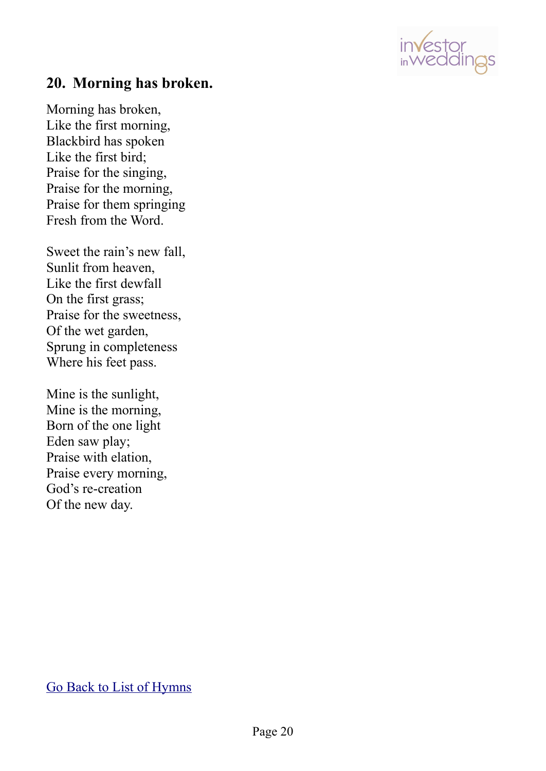## 20. Morning has broken.

Morning has broken,  
Like the first morning,  
Blackbird has spoken  
Like the first bird;  
Praise for the singing,  
Praise for the morning,  
Praise for them springing  
Fresh from the Word.

Sweet the rain's new fall,  
Sunlit from heaven,  
Like the first dewfall  
On the first grass;  
Praise for the sweetness,  
Of the wet garden,  
Sprung in completeness  
Where his feet pass.

Mine is the sunlight,  
Mine is the morning,  
Born of the one light  
Eden saw play;  
Praise with elation,  
Praise every morning,  
God's re-creation  
Of the new day.

Go Back to List of Hymns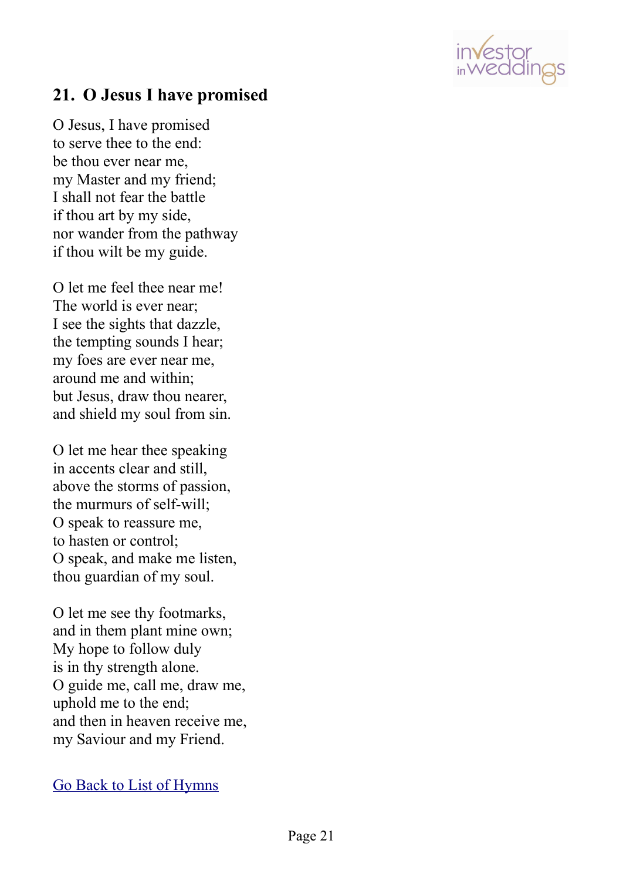## 21. O Jesus I have promised

O Jesus, I have promised
to serve thee to the end:
be thou ever near me,
my Master and my friend;
I shall not fear the battle
if thou art by my side,
nor wander from the pathway
if thou wilt be my guide.

O let me feel thee near me!
The world is ever near;
I see the sights that dazzle,
the tempting sounds I hear;
my foes are ever near me,
around me and within;
but Jesus, draw thou nearer,
and shield my soul from sin.

O let me hear thee speaking
in accents clear and still,
above the storms of passion,
the murmurs of self-will;
O speak to reassure me,
to hasten or control;
O speak, and make me listen,
thou guardian of my soul.

O let me see thy footmarks,
and in them plant mine own;
My hope to follow duly
is in thy strength alone.
O guide me, call me, draw me,
uphold me to the end;
and then in heaven receive me,
my Saviour and my Friend.

Go Back to List of Hymns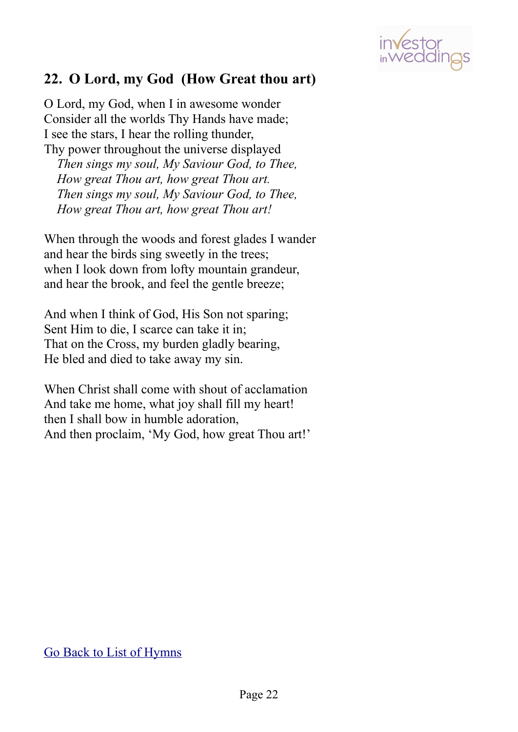## 22. O Lord, my God (How Great thou art)

O Lord, my God, when I in awesome wonder
Consider all the worlds Thy Hands have made;
I see the stars, I hear the rolling thunder,
Thy power throughout the universe displayed
*Then sings my soul, My Saviour God, to Thee,*
*How great Thou art, how great Thou art.*
*Then sings my soul, My Saviour God, to Thee,*
*How great Thou art, how great Thou art!*

When through the woods and forest glades I wander
and hear the birds sing sweetly in the trees;
when I look down from lofty mountain grandeur,
and hear the brook, and feel the gentle breeze;

And when I think of God, His Son not sparing;
Sent Him to die, I scarce can take it in;
That on the Cross, my burden gladly bearing,
He bled and died to take away my sin.

When Christ shall come with shout of acclamation
And take me home, what joy shall fill my heart!
then I shall bow in humble adoration,
And then proclaim, 'My God, how great Thou art!'

Go Back to List of Hymns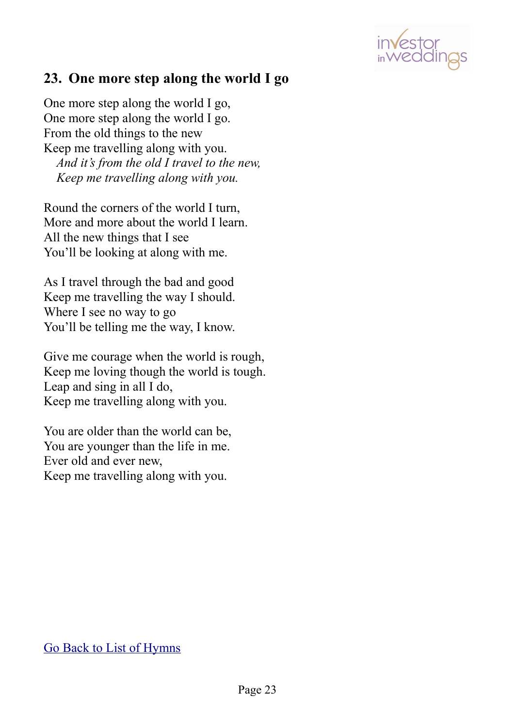## 23. One more step along the world I go

One more step along the world I go,  
One more step along the world I go.  
From the old things to the new  
Keep me travelling along with you.  
*And it's from the old I travel to the new,*  
*Keep me travelling along with you.*

Round the corners of the world I turn,  
More and more about the world I learn.  
All the new things that I see  
You'll be looking at along with me.

As I travel through the bad and good  
Keep me travelling the way I should.  
Where I see no way to go  
You'll be telling me the way, I know.

Give me courage when the world is rough,  
Keep me loving though the world is tough.  
Leap and sing in all I do,  
Keep me travelling along with you.

You are older than the world can be,  
You are younger than the life in me.  
Ever old and ever new,  
Keep me travelling along with you.

Go Back to List of Hymns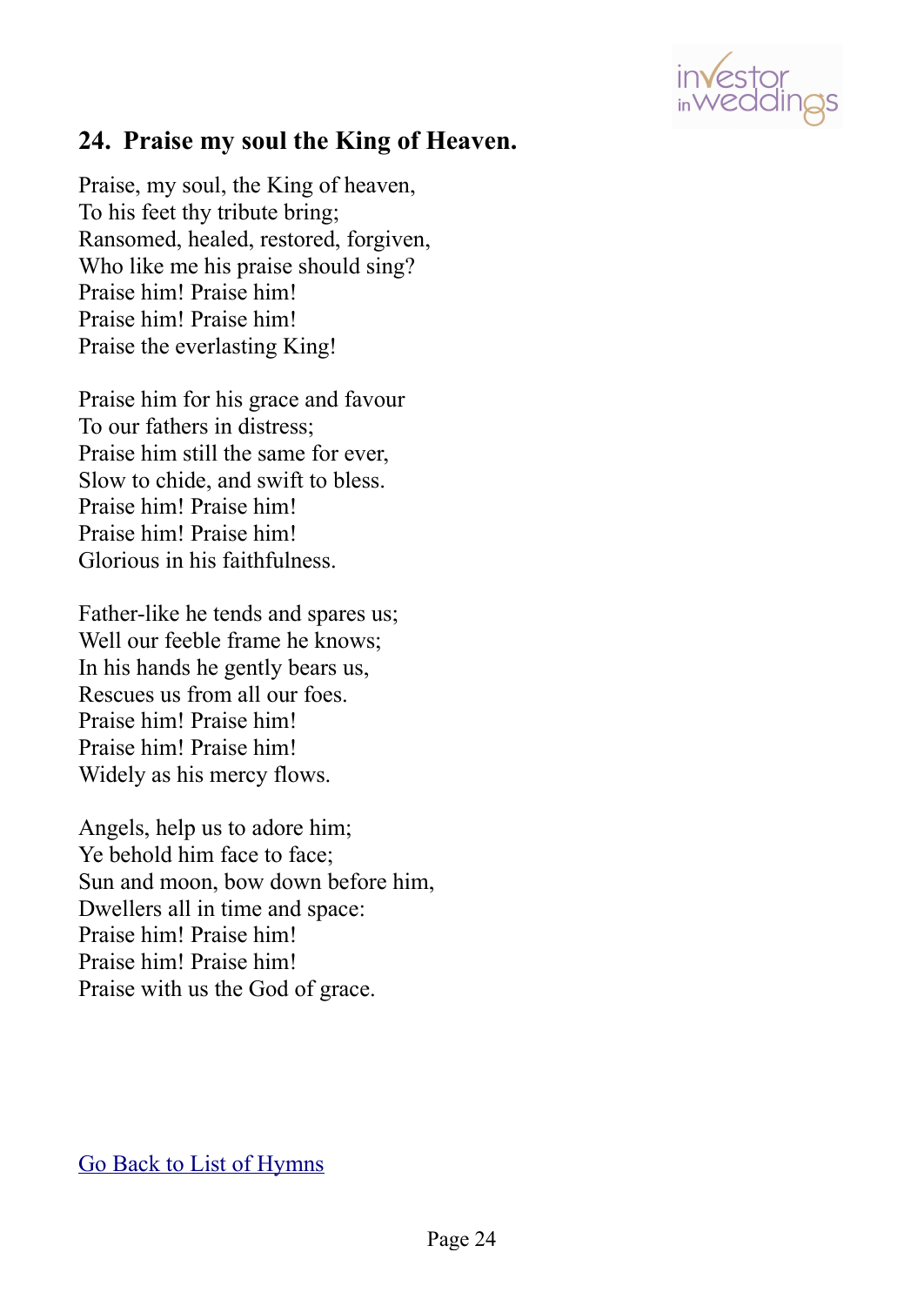## 24. Praise my soul the King of Heaven.

Praise, my soul, the King of heaven,
To his feet thy tribute bring;
Ransomed, healed, restored, forgiven,
Who like me his praise should sing?
Praise him! Praise him!
Praise him! Praise him!
Praise the everlasting King!

Praise him for his grace and favour
To our fathers in distress;
Praise him still the same for ever,
Slow to chide, and swift to bless.
Praise him! Praise him!
Praise him! Praise him!
Glorious in his faithfulness.

Father-like he tends and spares us;
Well our feeble frame he knows;
In his hands he gently bears us,
Rescues us from all our foes.
Praise him! Praise him!
Praise him! Praise him!
Widely as his mercy flows.

Angels, help us to adore him;
Ye behold him face to face;
Sun and moon, bow down before him,
Dwellers all in time and space:
Praise him! Praise him!
Praise him! Praise him!
Praise with us the God of grace.

Go Back to List of Hymns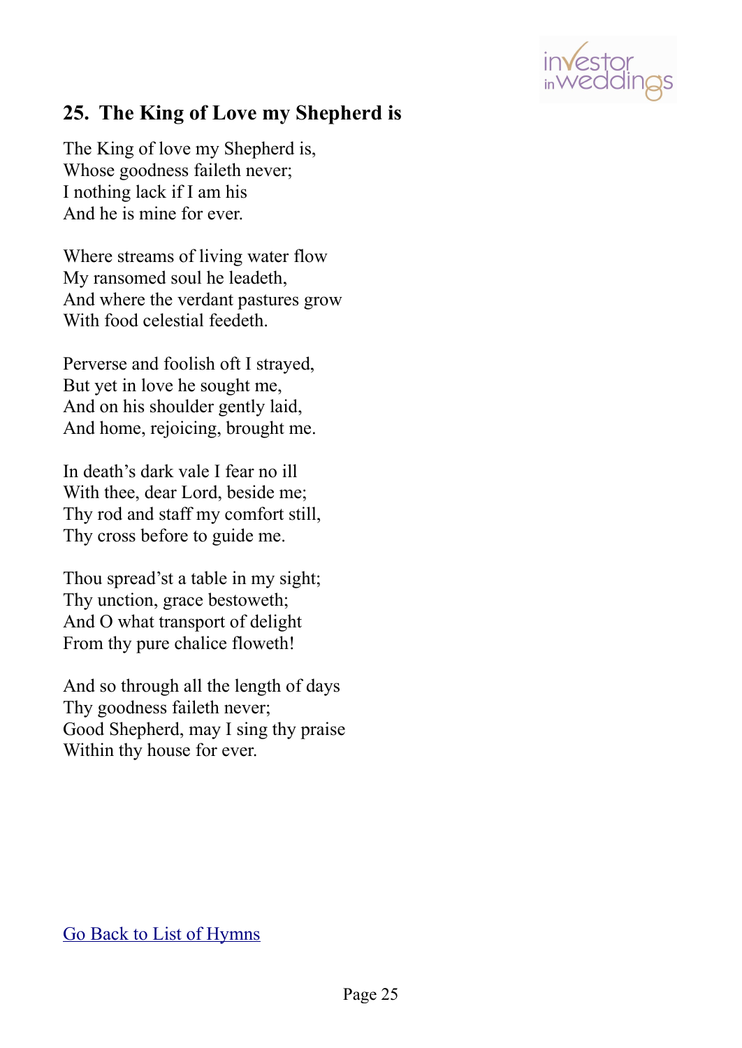## 25. The King of Love my Shepherd is

The King of love my Shepherd is,
Whose goodness faileth never;
I nothing lack if I am his
And he is mine for ever.

Where streams of living water flow
My ransomed soul he leadeth,
And where the verdant pastures grow
With food celestial feedeth.

Perverse and foolish oft I strayed,
But yet in love he sought me,
And on his shoulder gently laid,
And home, rejoicing, brought me.

In death's dark vale I fear no ill
With thee, dear Lord, beside me;
Thy rod and staff my comfort still,
Thy cross before to guide me.

Thou spread'st a table in my sight;
Thy unction, grace bestoweth;
And O what transport of delight
From thy pure chalice floweth!

And so through all the length of days
Thy goodness faileth never;
Good Shepherd, may I sing thy praise
Within thy house for ever.

Go Back to List of Hymns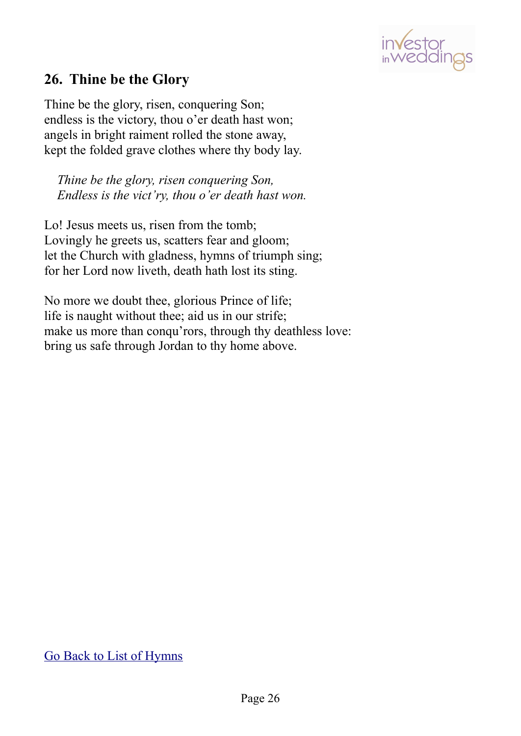## 26. Thine be the Glory

Thine be the glory, risen, conquering Son;
endless is the victory, thou o'er death hast won;
angels in bright raiment rolled the stone away,
kept the folded grave clothes where thy body lay.

*Thine be the glory, risen conquering Son,*
*Endless is the vict'ry, thou o'er death hast won.*

Lo! Jesus meets us, risen from the tomb;
Lovingly he greets us, scatters fear and gloom;
let the Church with gladness, hymns of triumph sing;
for her Lord now liveth, death hath lost its sting.

No more we doubt thee, glorious Prince of life;
life is naught without thee; aid us in our strife;
make us more than conqu'rors, through thy deathless love:
bring us safe through Jordan to thy home above.

Go Back to List of Hymns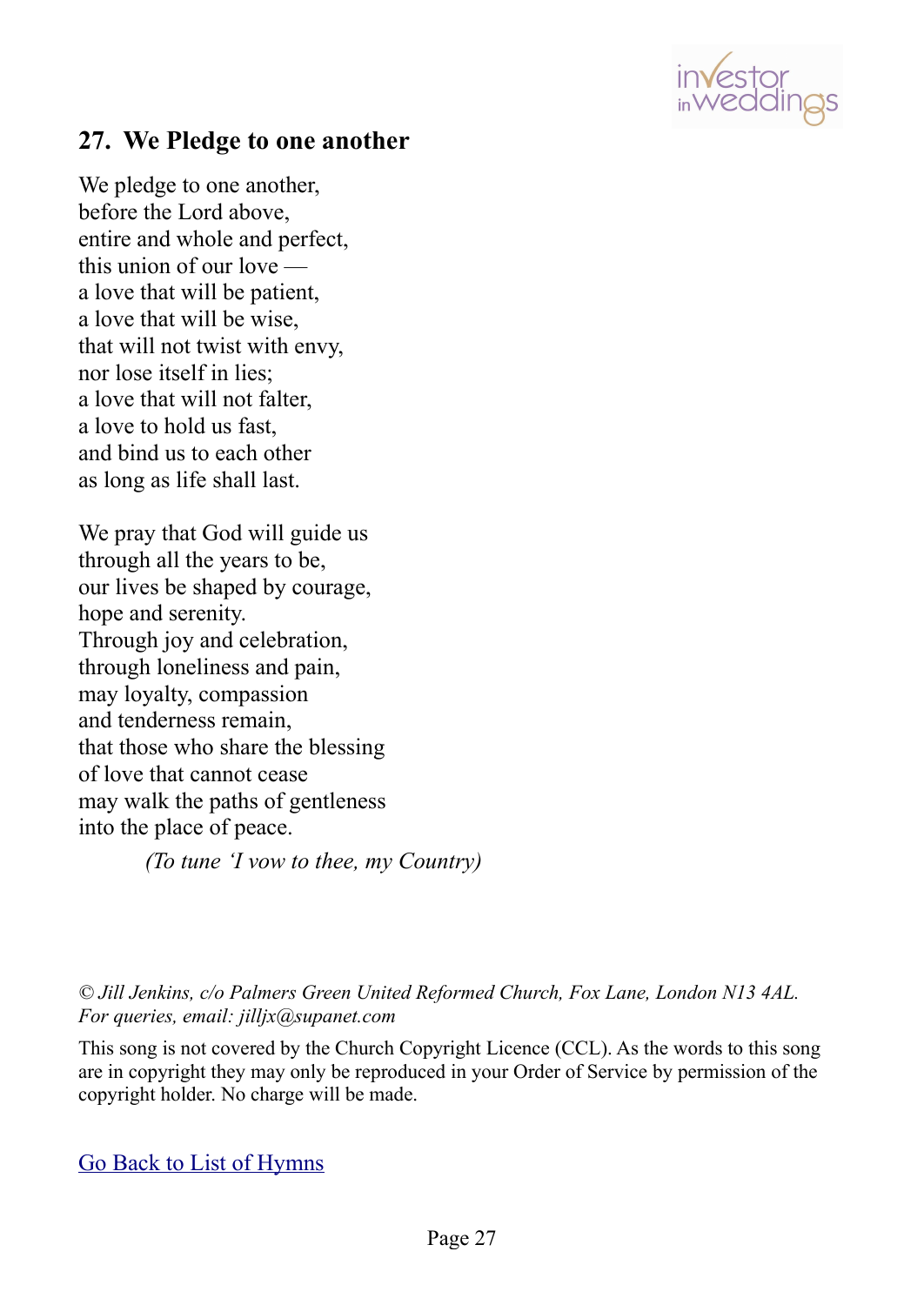## 27. We Pledge to one another

We pledge to one another,
before the Lord above,
entire and whole and perfect,
this union of our love —
a love that will be patient,
a love that will be wise,
that will not twist with envy,
nor lose itself in lies;
a love that will not falter,
a love to hold us fast,
and bind us to each other
as long as life shall last.

We pray that God will guide us
through all the years to be,
our lives be shaped by courage,
hope and serenity.
Through joy and celebration,
through loneliness and pain,
may loyalty, compassion
and tenderness remain,
that those who share the blessing
of love that cannot cease
may walk the paths of gentleness
into the place of peace.

*(To tune 'I vow to thee, my Country)*

*© Jill Jenkins, c/o Palmers Green United Reformed Church, Fox Lane, London N13 4AL. For queries, email: jilljx@supanet.com*

This song is not covered by the Church Copyright Licence (CCL). As the words to this song are in copyright they may only be reproduced in your Order of Service by permission of the copyright holder. No charge will be made.

Go Back to List of Hymns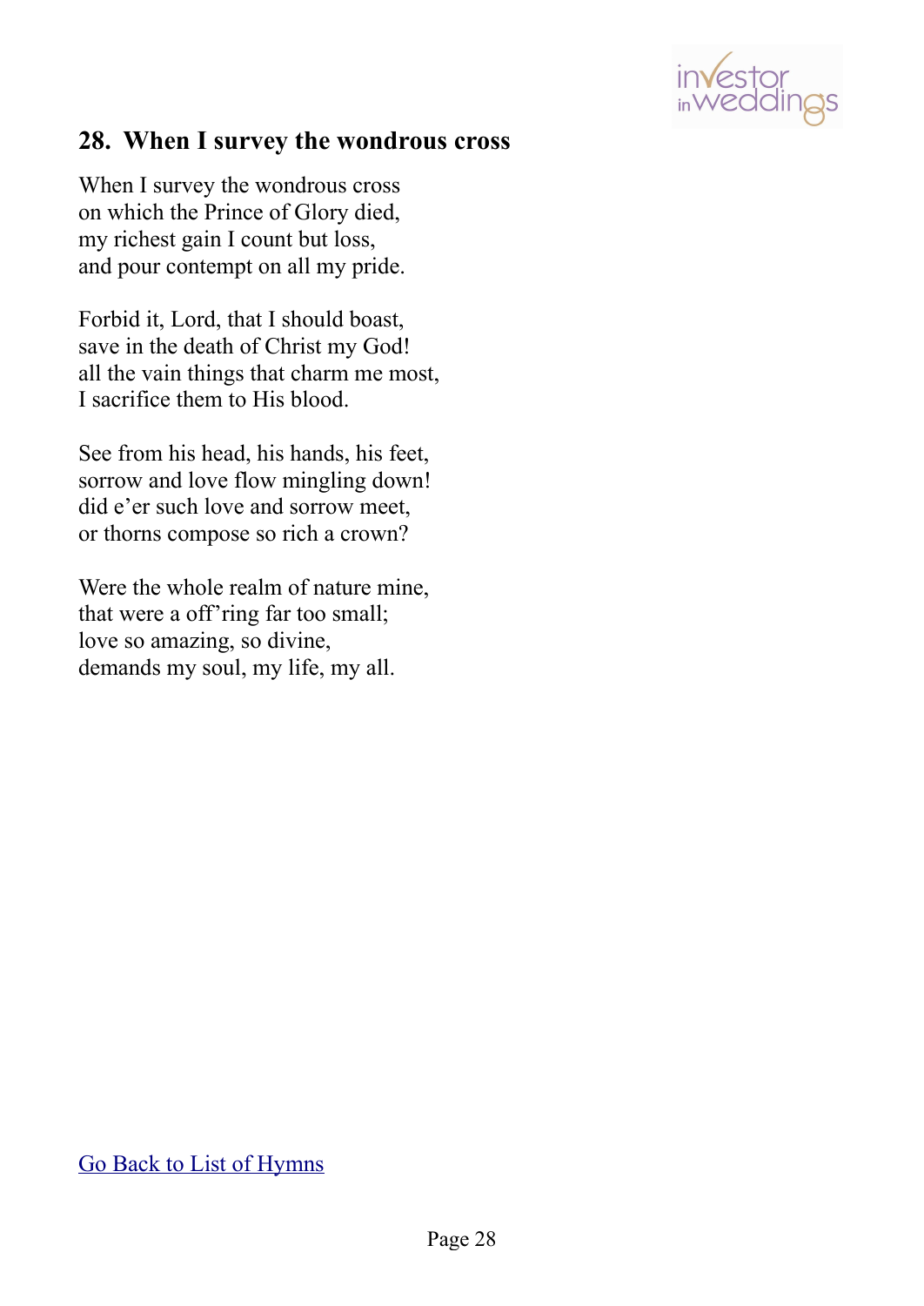## 28. When I survey the wondrous cross

When I survey the wondrous cross
on which the Prince of Glory died,
my richest gain I count but loss,
and pour contempt on all my pride.

Forbid it, Lord, that I should boast,
save in the death of Christ my God!
all the vain things that charm me most,
I sacrifice them to His blood.

See from his head, his hands, his feet,
sorrow and love flow mingling down!
did e'er such love and sorrow meet,
or thorns compose so rich a crown?

Were the whole realm of nature mine,
that were a off'ring far too small;
love so amazing, so divine,
demands my soul, my life, my all.

[Go Back to List of Hymns]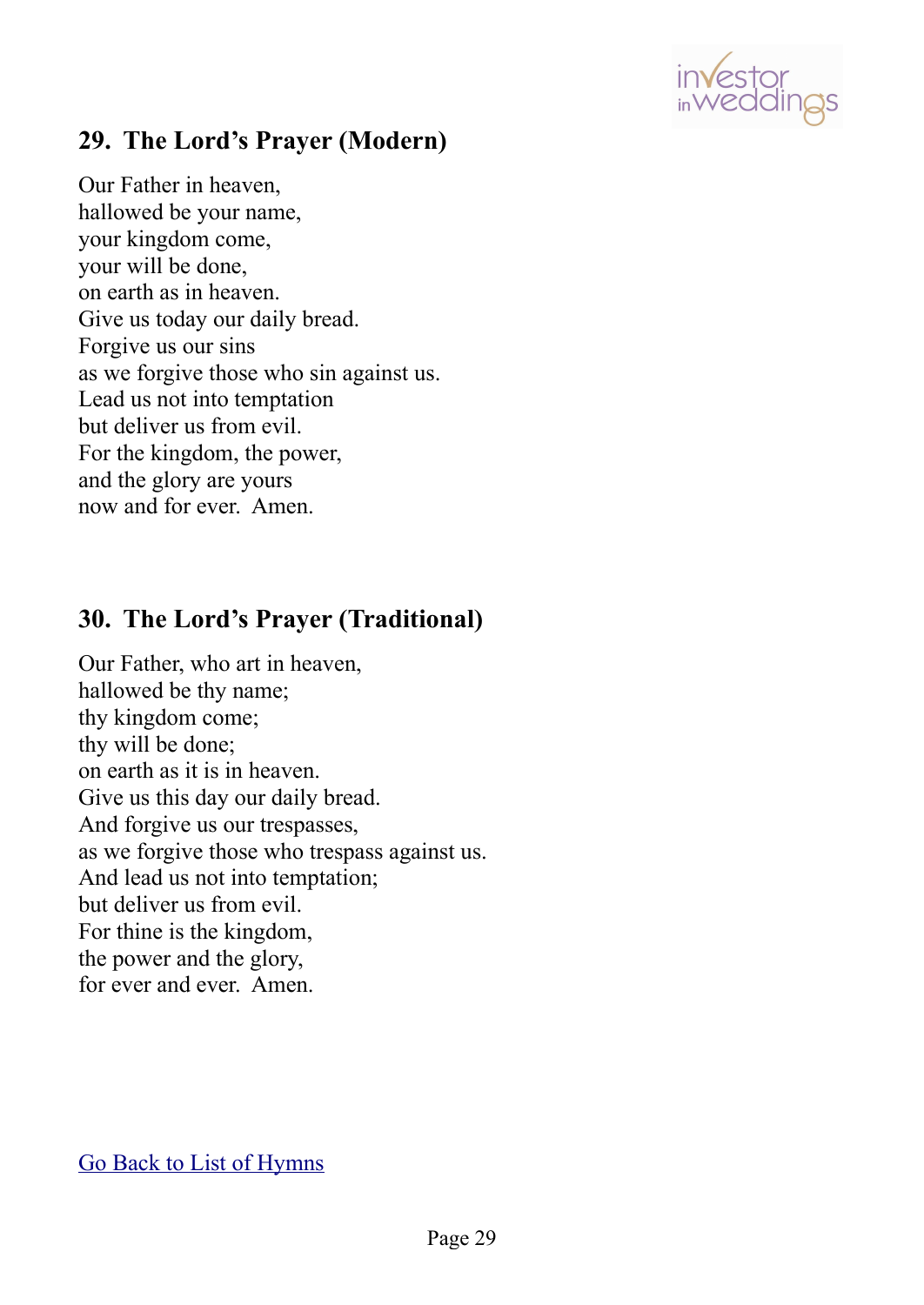## 29. The Lord's Prayer (Modern)

Our Father in heaven,
hallowed be your name,
your kingdom come,
your will be done,
on earth as in heaven.
Give us today our daily bread.
Forgive us our sins
as we forgive those who sin against us.
Lead us not into temptation
but deliver us from evil.
For the kingdom, the power,
and the glory are yours
now and for ever. Amen.

## 30. The Lord's Prayer (Traditional)

Our Father, who art in heaven,
hallowed be thy name;
thy kingdom come;
thy will be done;
on earth as it is in heaven.
Give us this day our daily bread.
And forgive us our trespasses,
as we forgive those who trespass against us.
And lead us not into temptation;
but deliver us from evil.
For thine is the kingdom,
the power and the glory,
for ever and ever. Amen.

Go Back to List of Hymns